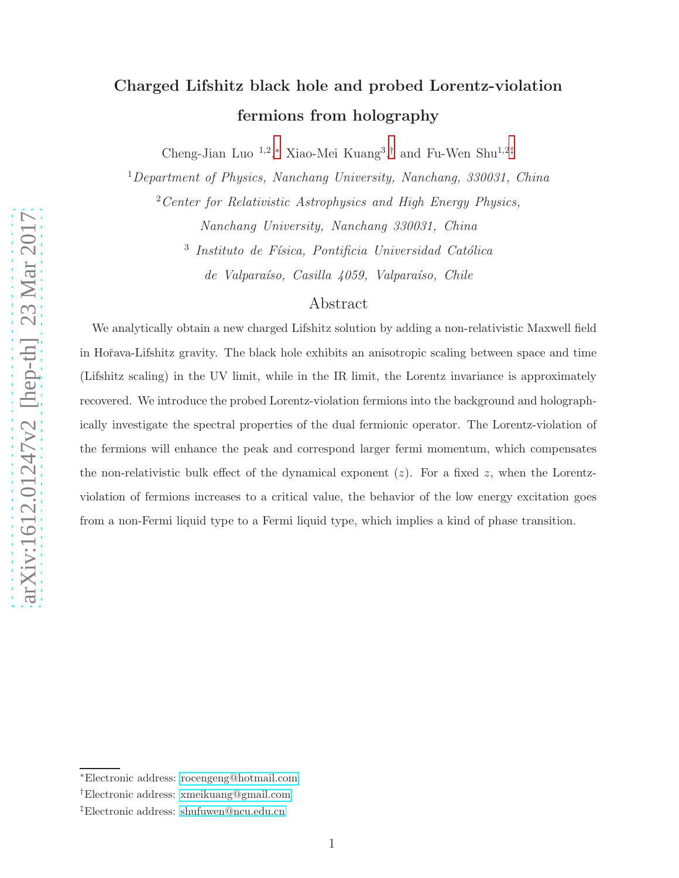# Charged Lifshitz black hole and probed Lorentz-violation fermions from holography

Cheng-Jian Luo [1,2,*], Xiao-Mei Kuang[3,†] and Fu-Wen Shu[1,2,‡]

[1] *Department of Physics, Nanchang University, Nanchang, 330031, China*

[2] *Center for Relativistic Astrophysics and High Energy Physics, Nanchang University, Nanchang 330031, China*

[3] *Instituto de Física, Pontificia Universidad Católica de Valparaíso, Casilla 4059, Valparaíso, Chile*

## Abstract

We analytically obtain a new charged Lifshitz solution by adding a non-relativistic Maxwell field in Hořava-Lifshitz gravity. The black hole exhibits an anisotropic scaling between space and time (Lifshitz scaling) in the UV limit, while in the IR limit, the Lorentz invariance is approximately recovered. We introduce the probed Lorentz-violation fermions into the background and holographically investigate the spectral properties of the dual fermionic operator. The Lorentz-violation of the fermions will enhance the peak and correspond larger fermi momentum, which compensates the non-relativistic bulk effect of the dynamical exponent ($z$). For a fixed $z$, when the Lorentz-violation of fermions increases to a critical value, the behavior of the low energy excitation goes from a non-Fermi liquid type to a Fermi liquid type, which implies a kind of phase transition.

---

*Electronic address: rocengeng@hotmail.com

†Electronic address: xmeikuang@gmail.com

‡Electronic address: shufuwen@ncu.edu.cn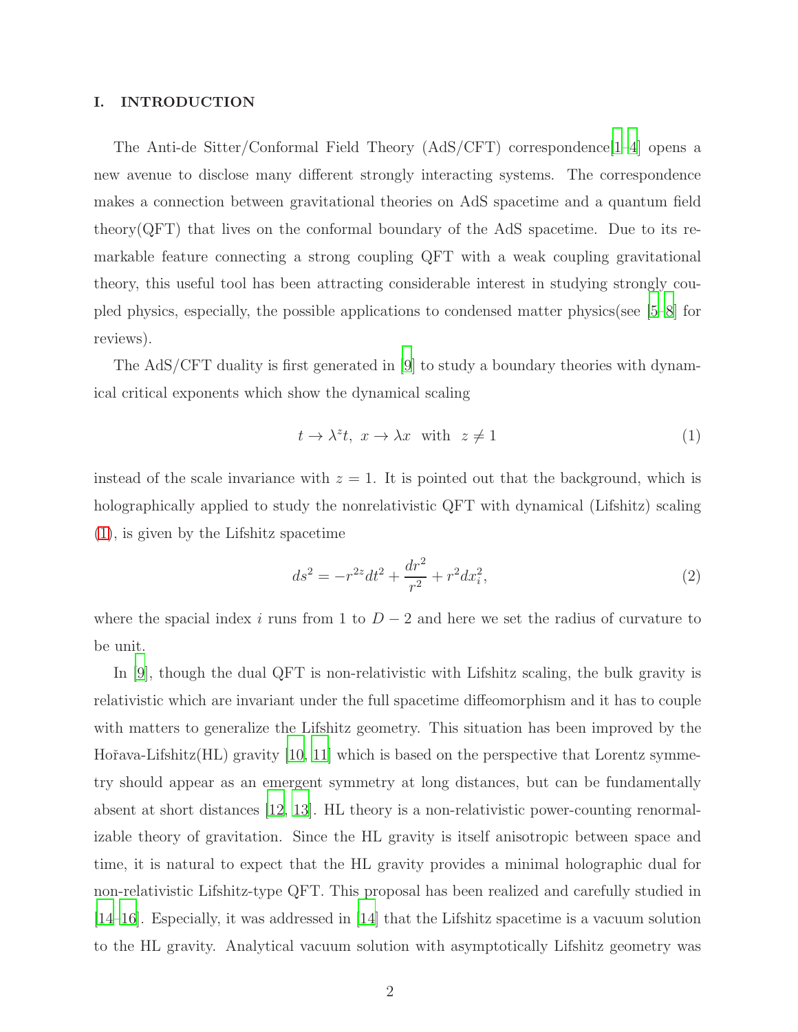## I. INTRODUCTION

The Anti-de Sitter/Conformal Field Theory (AdS/CFT) correspondence[1–4] opens a new avenue to disclose many different strongly interacting systems. The correspondence makes a connection between gravitational theories on AdS spacetime and a quantum field theory(QFT) that lives on the conformal boundary of the AdS spacetime. Due to its remarkable feature connecting a strong coupling QFT with a weak coupling gravitational theory, this useful tool has been attracting considerable interest in studying strongly coupled physics, especially, the possible applications to condensed matter physics(see [5–8] for reviews).

The AdS/CFT duality is first generated in [9] to study a boundary theories with dynamical critical exponents which show the dynamical scaling

$$t \to \lambda^z t, \;\; x \to \lambda x \;\; \text{with} \;\; z \neq 1 \tag{1}$$

instead of the scale invariance with $z = 1$. It is pointed out that the background, which is holographically applied to study the nonrelativistic QFT with dynamical (Lifshitz) scaling (1), is given by the Lifshitz spacetime

$$ds^2 = -r^{2z}dt^2 + \frac{dr^2}{r^2} + r^2 dx_i^2, \tag{2}$$

where the spacial index $i$ runs from 1 to $D-2$ and here we set the radius of curvature to be unit.

In [9], though the dual QFT is non-relativistic with Lifshitz scaling, the bulk gravity is relativistic which are invariant under the full spacetime diffeomorphism and it has to couple with matters to generalize the Lifshitz geometry. This situation has been improved by the Hořava-Lifshitz(HL) gravity [10, 11] which is based on the perspective that Lorentz symmetry should appear as an emergent symmetry at long distances, but can be fundamentally absent at short distances [12, 13]. HL theory is a non-relativistic power-counting renormalizable theory of gravitation. Since the HL gravity is itself anisotropic between space and time, it is natural to expect that the HL gravity provides a minimal holographic dual for non-relativistic Lifshitz-type QFT. This proposal has been realized and carefully studied in [14–16]. Especially, it was addressed in [14] that the Lifshitz spacetime is a vacuum solution to the HL gravity. Analytical vacuum solution with asymptotically Lifshitz geometry was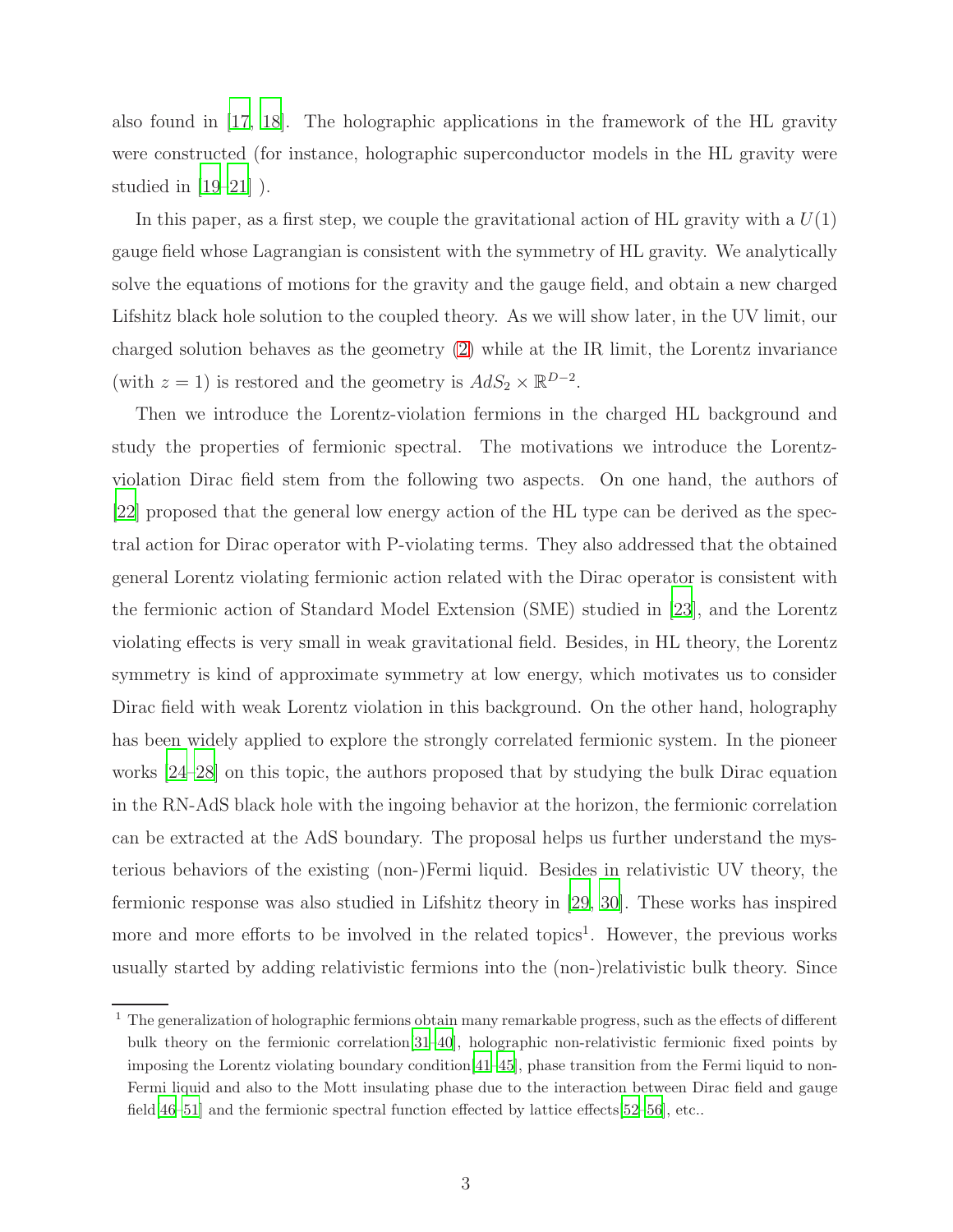also found in [17, 18]. The holographic applications in the framework of the HL gravity were constructed (for instance, holographic superconductor models in the HL gravity were studied in [19–21] ).

In this paper, as a first step, we couple the gravitational action of HL gravity with a $U(1)$ gauge field whose Lagrangian is consistent with the symmetry of HL gravity. We analytically solve the equations of motions for the gravity and the gauge field, and obtain a new charged Lifshitz black hole solution to the coupled theory. As we will show later, in the UV limit, our charged solution behaves as the geometry (2) while at the IR limit, the Lorentz invariance (with $z = 1$) is restored and the geometry is $AdS_2 \times \mathbb{R}^{D-2}$.

Then we introduce the Lorentz-violation fermions in the charged HL background and study the properties of fermionic spectral. The motivations we introduce the Lorentz-violation Dirac field stem from the following two aspects. On one hand, the authors of [22] proposed that the general low energy action of the HL type can be derived as the spectral action for Dirac operator with P-violating terms. They also addressed that the obtained general Lorentz violating fermionic action related with the Dirac operator is consistent with the fermionic action of Standard Model Extension (SME) studied in [23], and the Lorentz violating effects is very small in weak gravitational field. Besides, in HL theory, the Lorentz symmetry is kind of approximate symmetry at low energy, which motivates us to consider Dirac field with weak Lorentz violation in this background. On the other hand, holography has been widely applied to explore the strongly correlated fermionic system. In the pioneer works [24–28] on this topic, the authors proposed that by studying the bulk Dirac equation in the RN-AdS black hole with the ingoing behavior at the horizon, the fermionic correlation can be extracted at the AdS boundary. The proposal helps us further understand the mysterious behaviors of the existing (non-)Fermi liquid. Besides in relativistic UV theory, the fermionic response was also studied in Lifshitz theory in [29, 30]. These works has inspired more and more efforts to be involved in the related topics[1]. However, the previous works usually started by adding relativistic fermions into the (non-)relativistic bulk theory. Since

[1] The generalization of holographic fermions obtain many remarkable progress, such as the effects of different bulk theory on the fermionic correlation[31–40], holographic non-relativistic fermionic fixed points by imposing the Lorentz violating boundary condition[41–45], phase transition from the Fermi liquid to non-Fermi liquid and also to the Mott insulating phase due to the interaction between Dirac field and gauge field[46–51] and the fermionic spectral function effected by lattice effects[52–56], etc..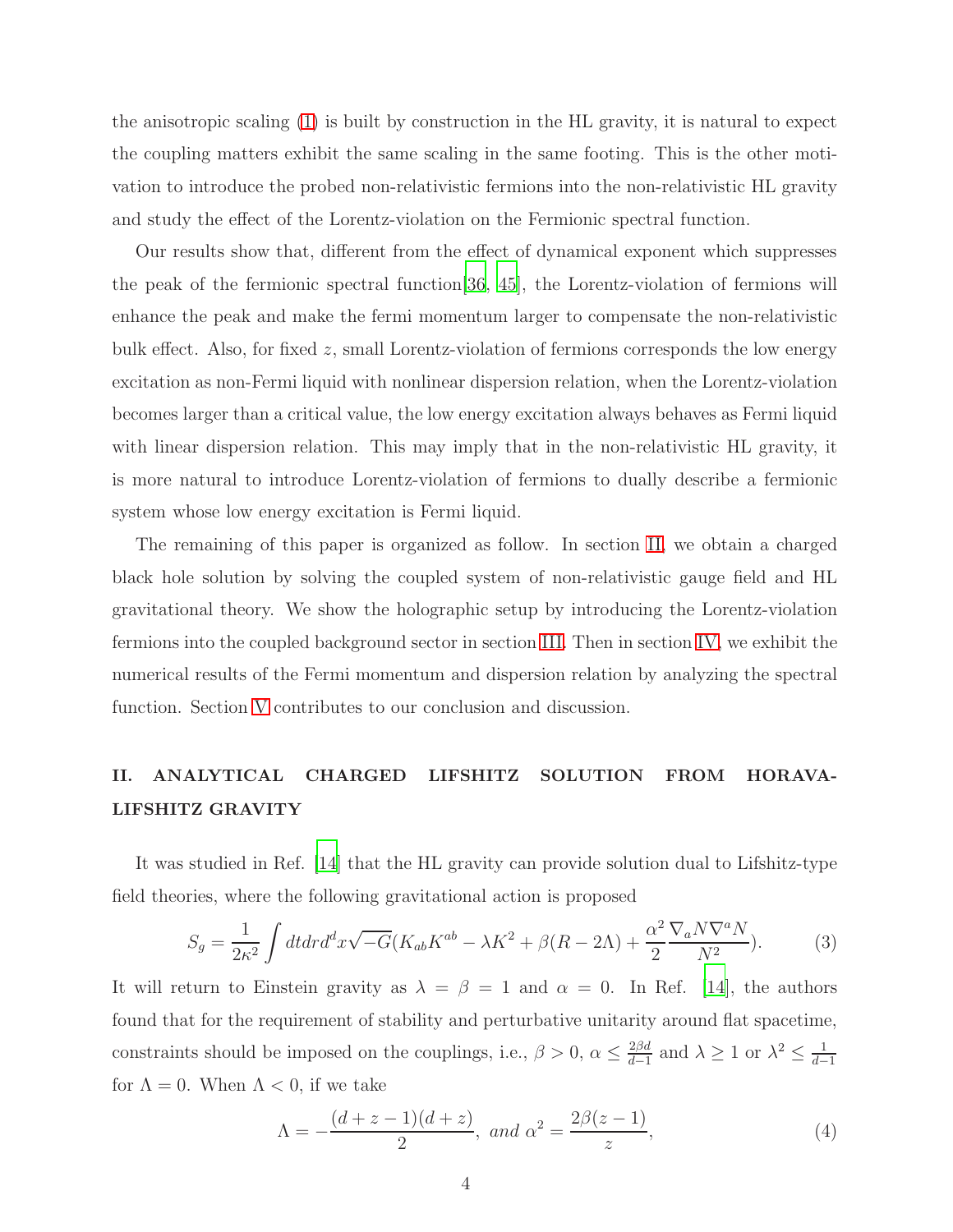the anisotropic scaling (1) is built by construction in the HL gravity, it is natural to expect the coupling matters exhibit the same scaling in the same footing. This is the other motivation to introduce the probed non-relativistic fermions into the non-relativistic HL gravity and study the effect of the Lorentz-violation on the Fermionic spectral function.

Our results show that, different from the effect of dynamical exponent which suppresses the peak of the fermionic spectral function[36, 45], the Lorentz-violation of fermions will enhance the peak and make the fermi momentum larger to compensate the non-relativistic bulk effect. Also, for fixed $z$, small Lorentz-violation of fermions corresponds the low energy excitation as non-Fermi liquid with nonlinear dispersion relation, when the Lorentz-violation becomes larger than a critical value, the low energy excitation always behaves as Fermi liquid with linear dispersion relation. This may imply that in the non-relativistic HL gravity, it is more natural to introduce Lorentz-violation of fermions to dually describe a fermionic system whose low energy excitation is Fermi liquid.

The remaining of this paper is organized as follow. In section II, we obtain a charged black hole solution by solving the coupled system of non-relativistic gauge field and HL gravitational theory. We show the holographic setup by introducing the Lorentz-violation fermions into the coupled background sector in section III. Then in section IV, we exhibit the numerical results of the Fermi momentum and dispersion relation by analyzing the spectral function. Section V contributes to our conclusion and discussion.

## II. ANALYTICAL CHARGED LIFSHITZ SOLUTION FROM HORAVA-LIFSHITZ GRAVITY

It was studied in Ref. [14] that the HL gravity can provide solution dual to Lifshitz-type field theories, where the following gravitational action is proposed

$$S_g = \frac{1}{2\kappa^2}\int dt dr d^d x\sqrt{-G}\left(K_{ab}K^{ab} - \lambda K^2 + \beta(R - 2\Lambda) + \frac{\alpha^2}{2}\frac{\nabla_a N \nabla^a N}{N^2}\right). \tag{3}$$

It will return to Einstein gravity as $\lambda = \beta = 1$ and $\alpha = 0$. In Ref. [14], the authors found that for the requirement of stability and perturbative unitarity around flat spacetime, constraints should be imposed on the couplings, i.e., $\beta > 0$, $\alpha \leq \frac{2\beta d}{d-1}$ and $\lambda \geq 1$ or $\lambda^2 \leq \frac{1}{d-1}$ for $\Lambda = 0$. When $\Lambda < 0$, if we take

$$\Lambda = -\frac{(d+z-1)(d+z)}{2}, \ and \ \alpha^2 = \frac{2\beta(z-1)}{z}, \tag{4}$$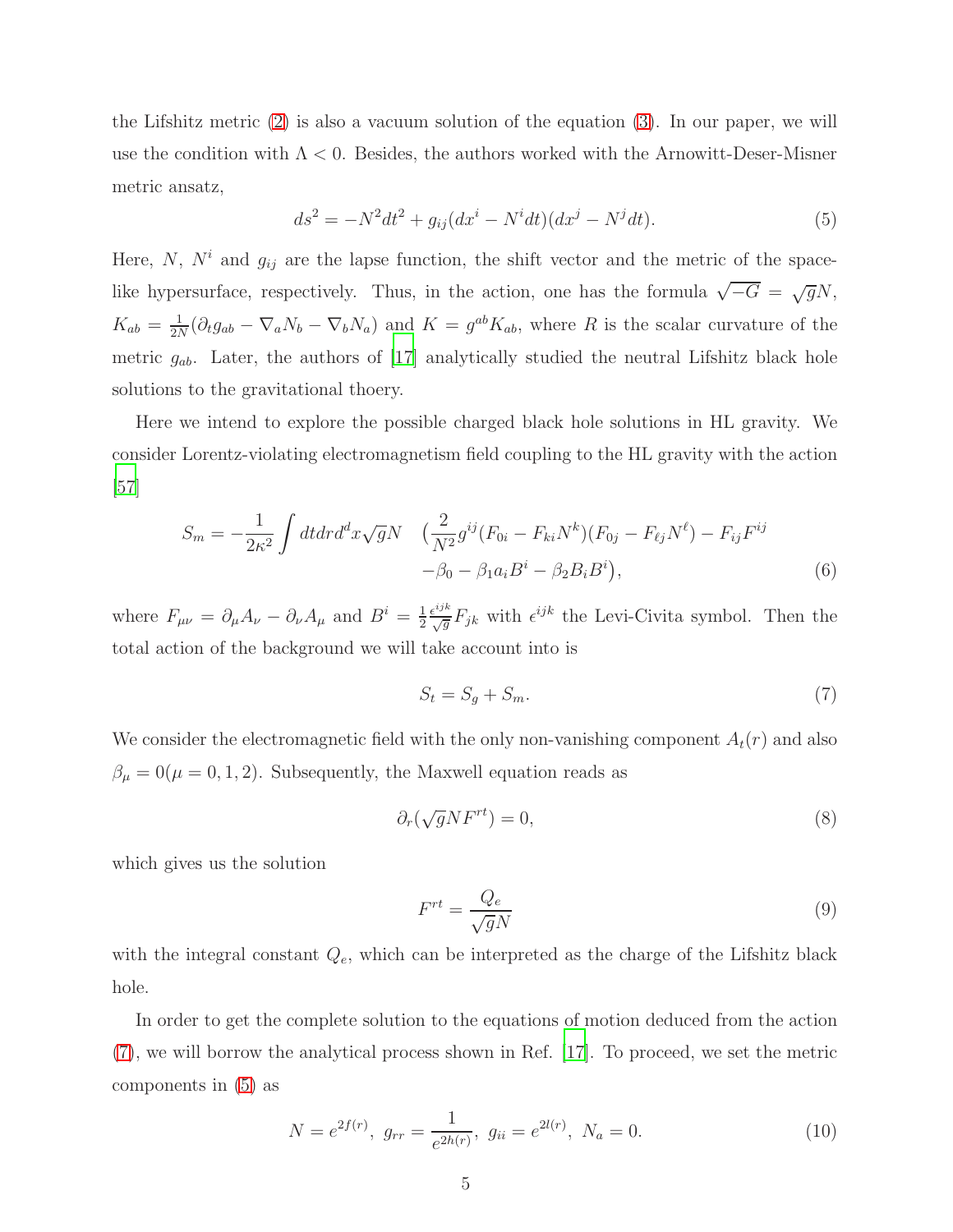the Lifshitz metric (2) is also a vacuum solution of the equation (3). In our paper, we will use the condition with $\Lambda < 0$. Besides, the authors worked with the Arnowitt-Deser-Misner metric ansatz,

$$ds^2 = -N^2 dt^2 + g_{ij}(dx^i - N^i dt)(dx^j - N^j dt). \tag{5}$$

Here, $N$, $N^i$ and $g_{ij}$ are the lapse function, the shift vector and the metric of the space-like hypersurface, respectively. Thus, in the action, one has the formula $\sqrt{-G} = \sqrt{g}N$, $K_{ab} = \frac{1}{2N}(\partial_t g_{ab} - \nabla_a N_b - \nabla_b N_a)$ and $K = g^{ab}K_{ab}$, where $R$ is the scalar curvature of the metric $g_{ab}$. Later, the authors of [17] analytically studied the neutral Lifshitz black hole solutions to the gravitational thoery.

Here we intend to explore the possible charged black hole solutions in HL gravity. We consider Lorentz-violating electromagnetism field coupling to the HL gravity with the action [57]

$$\begin{aligned} S_m = -\frac{1}{2\kappa^2}\int dt dr d^d x \sqrt{g} N \quad & \big(\frac{2}{N^2} g^{ij}(F_{0i} - F_{ki}N^k)(F_{0j} - F_{\ell j}N^{\ell}) - F_{ij}F^{ij} \\ & -\beta_0 - \beta_1 a_i B^i - \beta_2 B_i B^i\big), \end{aligned} \tag{6}$$

where $F_{\mu\nu} = \partial_\mu A_\nu - \partial_\nu A_\mu$ and $B^i = \frac{1}{2}\frac{\epsilon^{ijk}}{\sqrt{g}}F_{jk}$ with $\epsilon^{ijk}$ the Levi-Civita symbol. Then the total action of the background we will take account into is

$$S_t = S_g + S_m. \tag{7}$$

We consider the electromagnetic field with the only non-vanishing component $A_t(r)$ and also $\beta_\mu = 0 (\mu = 0, 1, 2)$. Subsequently, the Maxwell equation reads as

$$\partial_r(\sqrt{g}NF^{rt}) = 0, \tag{8}$$

which gives us the solution

$$F^{rt} = \frac{Q_e}{\sqrt{g}N} \tag{9}$$

with the integral constant $Q_e$, which can be interpreted as the charge of the Lifshitz black hole.

In order to get the complete solution to the equations of motion deduced from the action (7), we will borrow the analytical process shown in Ref. [17]. To proceed, we set the metric components in (5) as

$$N = e^{2f(r)},\ g_{rr} = \frac{1}{e^{2h(r)}},\ g_{ii} = e^{2l(r)},\ N_a = 0. \tag{10}$$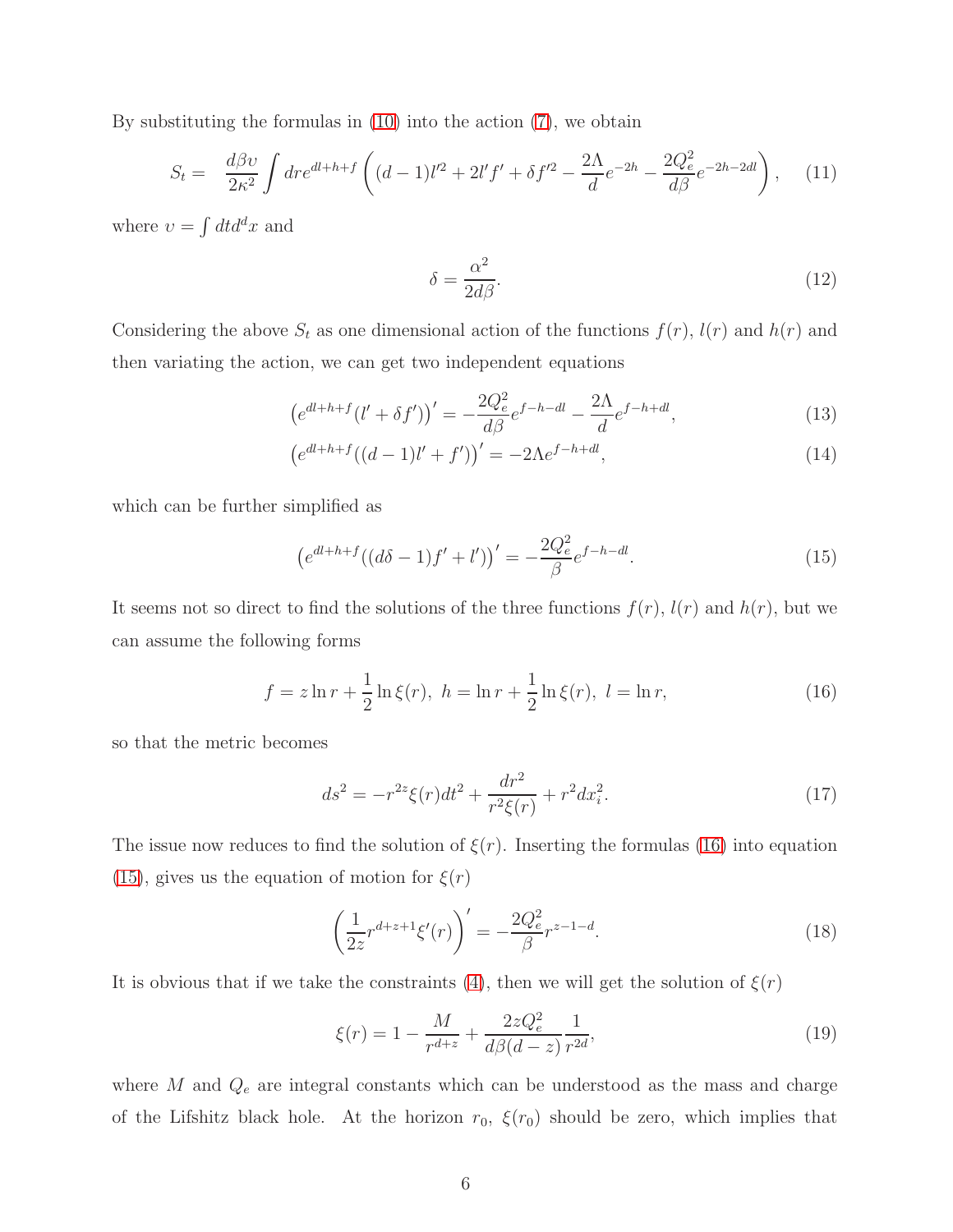By substituting the formulas in (10) into the action (7), we obtain

$$S_t = \frac{d\beta\upsilon}{2\kappa^2}\int dr e^{dl+h+f}\left((d-1)l'^2 + 2l'f' + \delta f'^2 - \frac{2\Lambda}{d}e^{-2h} - \frac{2Q_e^2}{d\beta}e^{-2h-2dl}\right), \quad (11)$$

where $\upsilon = \int dt d^d x$ and

$$\delta = \frac{\alpha^2}{2d\beta}. \quad (12)$$

Considering the above $S_t$ as one dimensional action of the functions $f(r)$, $l(r)$ and $h(r)$ and then variating the action, we can get two independent equations

$$\left(e^{dl+h+f}(l' + \delta f')\right)' = -\frac{2Q_e^2}{d\beta}e^{f-h-dl} - \frac{2\Lambda}{d}e^{f-h+dl}, \quad (13)$$

$$\left(e^{dl+h+f}((d-1)l' + f')\right)' = -2\Lambda e^{f-h+dl}, \quad (14)$$

which can be further simplified as

$$\left(e^{dl+h+f}((d\delta - 1)f' + l')\right)' = -\frac{2Q_e^2}{\beta}e^{f-h-dl}. \quad (15)$$

It seems not so direct to find the solutions of the three functions $f(r)$, $l(r)$ and $h(r)$, but we can assume the following forms

$$f = z\ln r + \frac{1}{2}\ln\xi(r),\ h = \ln r + \frac{1}{2}\ln\xi(r),\ l = \ln r, \quad (16)$$

so that the metric becomes

$$ds^2 = -r^{2z}\xi(r)dt^2 + \frac{dr^2}{r^2\xi(r)} + r^2 dx_i^2. \quad (17)$$

The issue now reduces to find the solution of $\xi(r)$. Inserting the formulas (16) into equation (15), gives us the equation of motion for $\xi(r)$

$$\left(\frac{1}{2z}r^{d+z+1}\xi'(r)\right)' = -\frac{2Q_e^2}{\beta}r^{z-1-d}. \quad (18)$$

It is obvious that if we take the constraints (4), then we will get the solution of $\xi(r)$

$$\xi(r) = 1 - \frac{M}{r^{d+z}} + \frac{2zQ_e^2}{d\beta(d-z)}\frac{1}{r^{2d}}, \quad (19)$$

where $M$ and $Q_e$ are integral constants which can be understood as the mass and charge of the Lifshitz black hole. At the horizon $r_0$, $\xi(r_0)$ should be zero, which implies that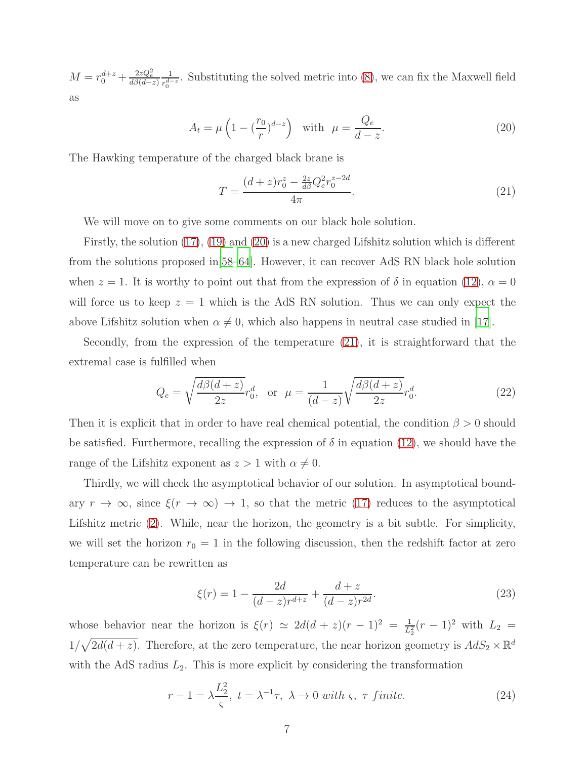$M = r_0^{d+z} + \frac{2zQ_e^2}{d\beta(d-z)}\frac{1}{r_0^{d-z}}$. Substituting the solved metric into (8), we can fix the Maxwell field as

$$A_t = \mu\left(1 - (\frac{r_0}{r})^{d-z}\right) \quad \text{with} \quad \mu = \frac{Q_e}{d-z}. \tag{20}$$

The Hawking temperature of the charged black brane is

$$T = \frac{(d+z)r_0^z - \frac{2z}{d\beta}Q_e^2 r_0^{z-2d}}{4\pi}. \tag{21}$$

We will move on to give some comments on our black hole solution.

Firstly, the solution (17), (19) and (20) is a new charged Lifshitz solution which is different from the solutions proposed in[58–64]. However, it can recover AdS RN black hole solution when $z = 1$. It is worthy to point out that from the expression of $\delta$ in equation (12), $\alpha = 0$ will force us to keep $z = 1$ which is the AdS RN solution. Thus we can only expect the above Lifshitz solution when $\alpha \neq 0$, which also happens in neutral case studied in [17].

Secondly, from the expression of the temperature (21), it is straightforward that the extremal case is fulfilled when

$$Q_e = \sqrt{\frac{d\beta(d+z)}{2z}}r_0^d, \quad \text{or} \quad \mu = \frac{1}{(d-z)}\sqrt{\frac{d\beta(d+z)}{2z}}r_0^d. \tag{22}$$

Then it is explicit that in order to have real chemical potential, the condition $\beta > 0$ should be satisfied. Furthermore, recalling the expression of $\delta$ in equation (12), we should have the range of the Lifshitz exponent as $z > 1$ with $\alpha \neq 0$.

Thirdly, we will check the asymptotical behavior of our solution. In asymptotical boundary $r \to \infty$, since $\xi(r \to \infty) \to 1$, so that the metric (17) reduces to the asymptotical Lifshitz metric (2). While, near the horizon, the geometry is a bit subtle. For simplicity, we will set the horizon $r_0 = 1$ in the following discussion, then the redshift factor at zero temperature can be rewritten as

$$\xi(r) = 1 - \frac{2d}{(d-z)r^{d+z}} + \frac{d+z}{(d-z)r^{2d}}. \tag{23}$$

whose behavior near the horizon is $\xi(r) \simeq 2d(d+z)(r-1)^2 = \frac{1}{L_2^2}(r-1)^2$ with $L_2 = 1/\sqrt{2d(d+z)}$. Therefore, at the zero temperature, the near horizon geometry is $AdS_2 \times \mathbb{R}^d$ with the AdS radius $L_2$. This is more explicit by considering the transformation

$$r - 1 = \lambda\frac{L_2^2}{\varsigma}, \; t = \lambda^{-1}\tau, \; \lambda \to 0 \; with \; \varsigma, \; \tau \; finite. \tag{24}$$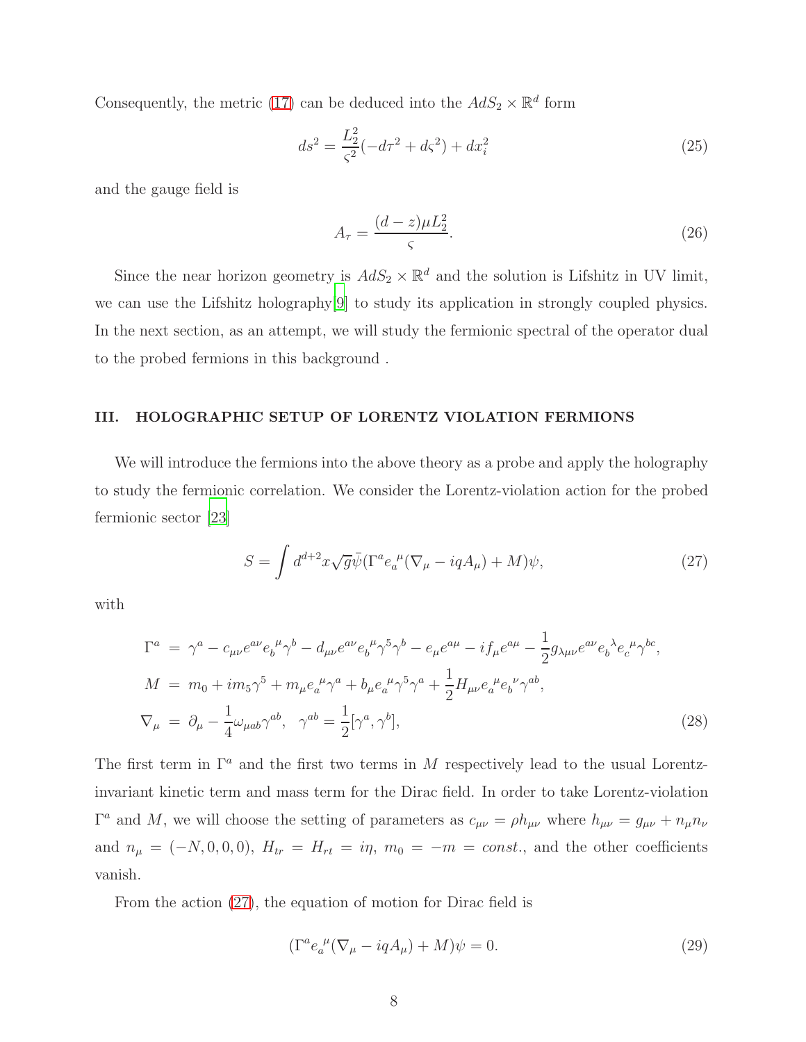Consequently, the metric (17) can be deduced into the $AdS_2 \times \mathbb{R}^d$ form

$$ds^2 = \frac{L_2^2}{\varsigma^2}(-d\tau^2 + d\varsigma^2) + dx_i^2 \tag{25}$$

and the gauge field is

$$A_\tau = \frac{(d-z)\mu L_2^2}{\varsigma}. \tag{26}$$

Since the near horizon geometry is $AdS_2 \times \mathbb{R}^d$ and the solution is Lifshitz in UV limit, we can use the Lifshitz holography[9] to study its application in strongly coupled physics. In the next section, as an attempt, we will study the fermionic spectral of the operator dual to the probed fermions in this background .

## III. HOLOGRAPHIC SETUP OF LORENTZ VIOLATION FERMIONS

We will introduce the fermions into the above theory as a probe and apply the holography to study the fermionic correlation. We consider the Lorentz-violation action for the probed fermionic sector [23]

$$S = \int d^{d+2}x\sqrt{g}\bar{\psi}(\Gamma^a e_a{}^\mu(\nabla_\mu - iqA_\mu) + M)\psi, \tag{27}$$

with

$$\begin{aligned}
\Gamma^a &= \gamma^a - c_{\mu\nu}e^{a\nu}e_b{}^\mu\gamma^b - d_{\mu\nu}e^{a\nu}e_b{}^\mu\gamma^5\gamma^b - e_\mu e^{a\mu} - if_\mu e^{a\mu} - \frac{1}{2}g_{\lambda\mu\nu}e^{a\nu}e_b{}^\lambda e_c{}^\mu\gamma^{bc}, \\
M &= m_0 + im_5\gamma^5 + m_\mu e_a{}^\mu\gamma^a + b_\mu e_a{}^\mu\gamma^5\gamma^a + \frac{1}{2}H_{\mu\nu}e_a{}^\mu e_b{}^\nu\gamma^{ab}, \\
\nabla_\mu &= \partial_\mu - \frac{1}{4}\omega_{\mu ab}\gamma^{ab}, \quad \gamma^{ab} = \frac{1}{2}[\gamma^a, \gamma^b],
\end{aligned} \tag{28}$$

The first term in $\Gamma^a$ and the first two terms in $M$ respectively lead to the usual Lorentz-invariant kinetic term and mass term for the Dirac field. In order to take Lorentz-violation $\Gamma^a$ and $M$, we will choose the setting of parameters as $c_{\mu\nu} = \rho h_{\mu\nu}$ where $h_{\mu\nu} = g_{\mu\nu} + n_\mu n_\nu$ and $n_\mu = (-N, 0, 0, 0)$, $H_{tr} = H_{rt} = i\eta$, $m_0 = -m = const.$, and the other coefficients vanish.

From the action (27), the equation of motion for Dirac field is

$$(\Gamma^a e_a{}^\mu(\nabla_\mu - iqA_\mu) + M)\psi = 0. \tag{29}$$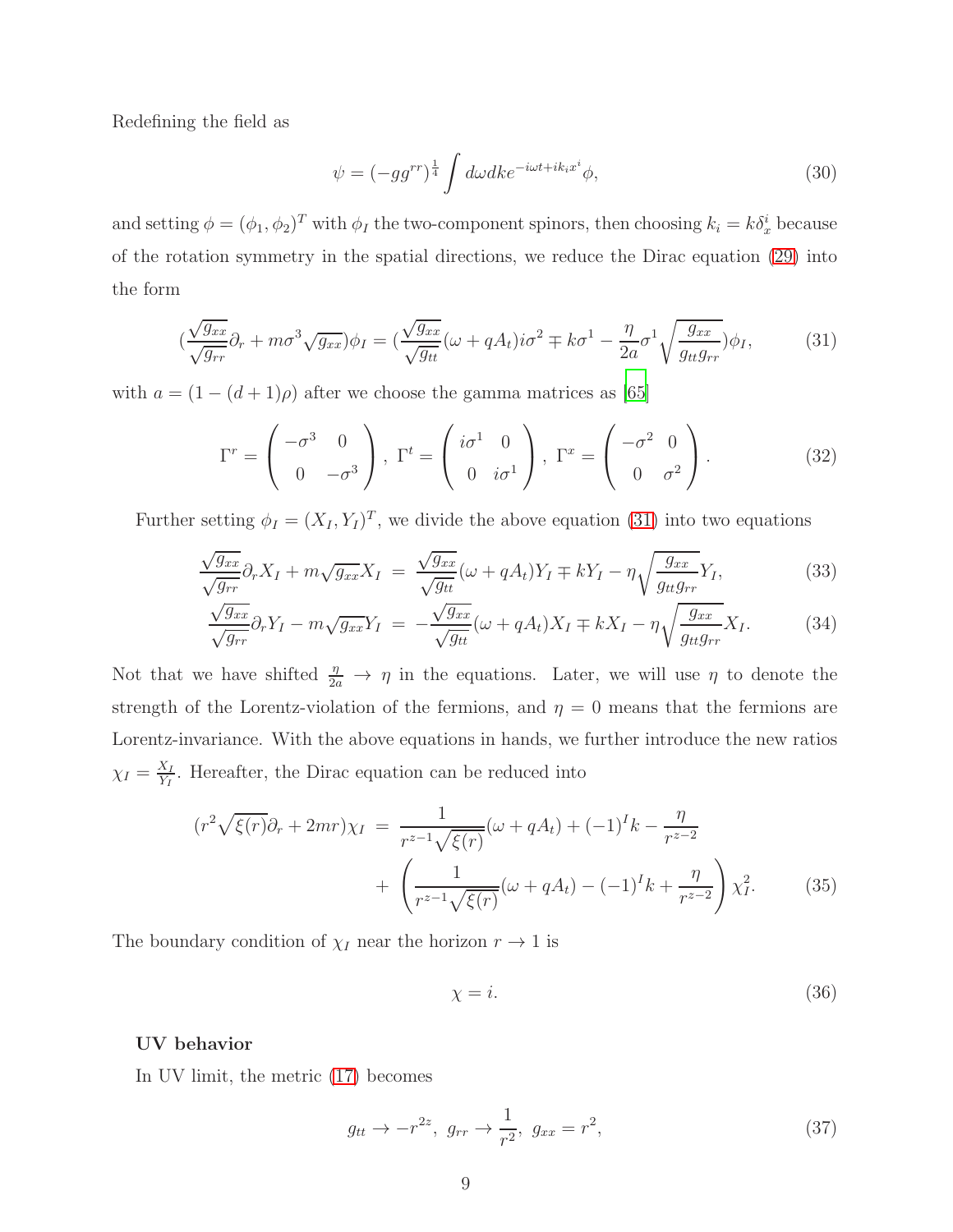Redefining the field as

$$\psi = (-gg^{rr})^{\frac{1}{4}} \int d\omega dk e^{-i\omega t + ik_i x^i} \phi, \tag{30}$$

and setting $\phi = (\phi_1, \phi_2)^T$ with $\phi_I$ the two-component spinors, then choosing $k_i = k\delta^i_x$ because of the rotation symmetry in the spatial directions, we reduce the Dirac equation (29) into the form

$$\left(\frac{\sqrt{g_{xx}}}{\sqrt{g_{rr}}}\partial_r + m\sigma^3\sqrt{g_{xx}}\right)\phi_I = \left(\frac{\sqrt{g_{xx}}}{\sqrt{g_{tt}}}(\omega + qA_t)i\sigma^2 \mp k\sigma^1 - \frac{\eta}{2a}\sigma^1\sqrt{\frac{g_{xx}}{g_{tt}g_{rr}}}\right)\phi_I, \tag{31}$$

with $a = (1-(d+1)\rho)$ after we choose the gamma matrices as [65]

$$\Gamma^r = \begin{pmatrix} -\sigma^3 & 0 \\ 0 & -\sigma^3 \end{pmatrix},\ \Gamma^t = \begin{pmatrix} i\sigma^1 & 0 \\ 0 & i\sigma^1 \end{pmatrix},\ \Gamma^x = \begin{pmatrix} -\sigma^2 & 0 \\ 0 & \sigma^2 \end{pmatrix}. \tag{32}$$

Further setting $\phi_I = (X_I, Y_I)^T$, we divide the above equation (31) into two equations

$$\frac{\sqrt{g_{xx}}}{\sqrt{g_{rr}}}\partial_r X_I + m\sqrt{g_{xx}}X_I = \frac{\sqrt{g_{xx}}}{\sqrt{g_{tt}}}(\omega + qA_t)Y_I \mp kY_I - \eta\sqrt{\frac{g_{xx}}{g_{tt}g_{rr}}}Y_I, \tag{33}$$

$$\frac{\sqrt{g_{xx}}}{\sqrt{g_{rr}}}\partial_r Y_I - m\sqrt{g_{xx}}Y_I = -\frac{\sqrt{g_{xx}}}{\sqrt{g_{tt}}}(\omega + qA_t)X_I \mp kX_I - \eta\sqrt{\frac{g_{xx}}{g_{tt}g_{rr}}}X_I. \tag{34}$$

Not that we have shifted $\frac{\eta}{2a} \to \eta$ in the equations. Later, we will use $\eta$ to denote the strength of the Lorentz-violation of the fermions, and $\eta = 0$ means that the fermions are Lorentz-invariance. With the above equations in hands, we further introduce the new ratios $\chi_I = \frac{X_I}{Y_I}$. Hereafter, the Dirac equation can be reduced into

$$\begin{aligned}(r^2\sqrt{\xi(r)}\partial_r + 2mr)\chi_I &= \frac{1}{r^{z-1}\sqrt{\xi(r)}}(\omega + qA_t) + (-1)^I k - \frac{\eta}{r^{z-2}} \\ &\quad + \left(\frac{1}{r^{z-1}\sqrt{\xi(r)}}(\omega + qA_t) - (-1)^I k + \frac{\eta}{r^{z-2}}\right)\chi_I^2. \end{aligned}\tag{35}$$

The boundary condition of $\chi_I$ near the horizon $r \to 1$ is

$$\chi = i. \tag{36}$$

**UV behavior**

In UV limit, the metric (17) becomes

$$g_{tt} \to -r^{2z},\ g_{rr} \to \frac{1}{r^2},\ g_{xx} = r^2, \tag{37}$$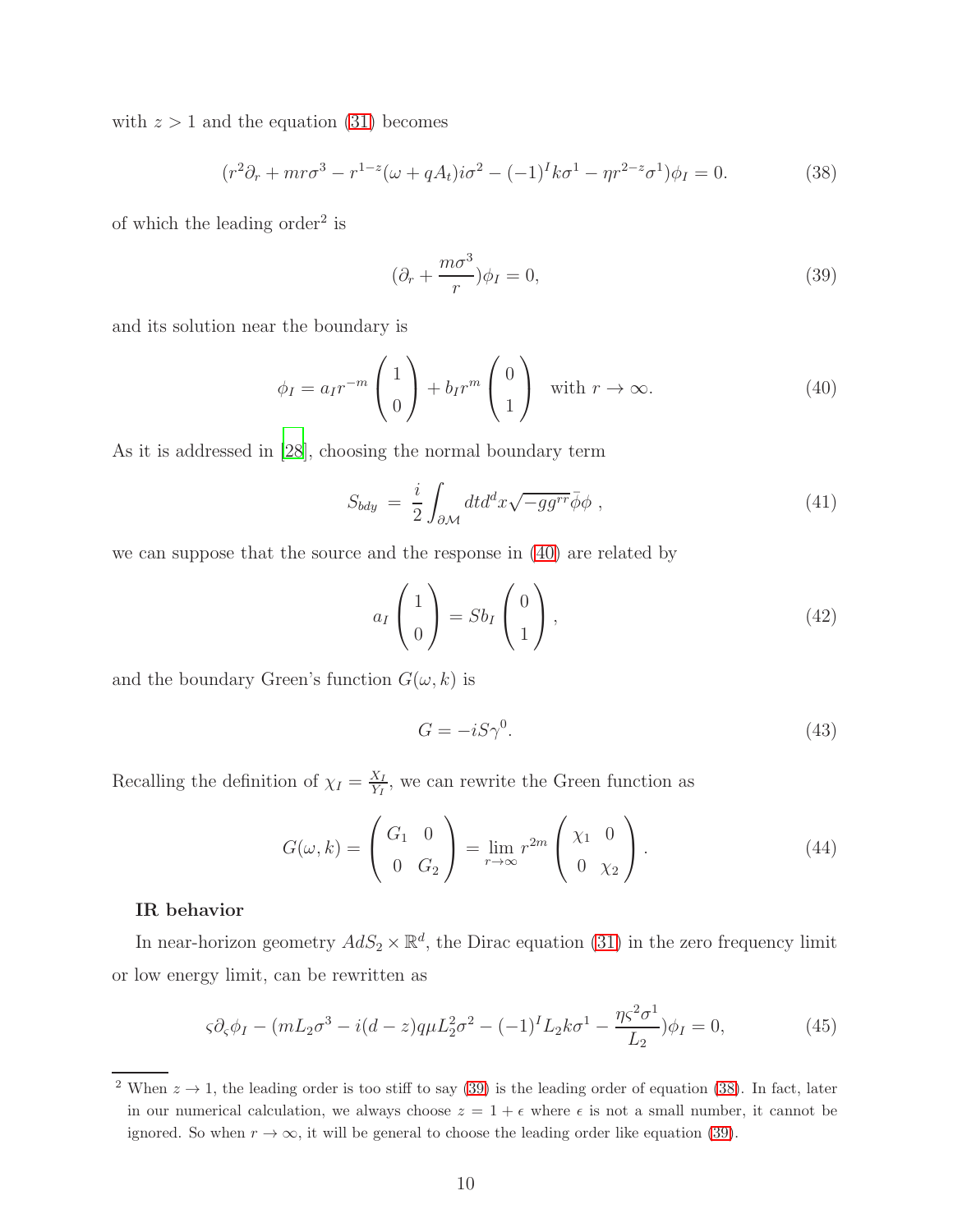with $z > 1$ and the equation (31) becomes

$$(r^2\partial_r + mr\sigma^3 - r^{1-z}(\omega + qA_t)i\sigma^2 - (-1)^I k\sigma^1 - \eta r^{2-z}\sigma^1)\phi_I = 0. \tag{38}$$

of which the leading order[2] is

$$(\partial_r + \frac{m\sigma^3}{r})\phi_I = 0, \tag{39}$$

and its solution near the boundary is

$$\phi_I = a_I r^{-m} \begin{pmatrix} 1 \\ 0 \end{pmatrix} + b_I r^m \begin{pmatrix} 0 \\ 1 \end{pmatrix} \quad \text{with } r \to \infty. \tag{40}$$

As it is addressed in [28], choosing the normal boundary term

$$S_{bdy} \;=\; \frac{i}{2}\int_{\partial\mathcal{M}} dt d^d x \sqrt{-gg^{rr}}\bar{\phi}\phi \;, \tag{41}$$

we can suppose that the source and the response in (40) are related by

$$a_I \begin{pmatrix} 1 \\ 0 \end{pmatrix} = S b_I \begin{pmatrix} 0 \\ 1 \end{pmatrix}, \tag{42}$$

and the boundary Green's function $G(\omega, k)$ is

$$G = -iS\gamma^0. \tag{43}$$

Recalling the definition of $\chi_I = \frac{X_I}{Y_I}$, we can rewrite the Green function as

$$G(\omega, k) = \begin{pmatrix} G_1 & 0 \\ 0 & G_2 \end{pmatrix} = \lim_{r\to\infty} r^{2m} \begin{pmatrix} \chi_1 & 0 \\ 0 & \chi_2 \end{pmatrix}. \tag{44}$$

**IR behavior**

In near-horizon geometry $AdS_2 \times \mathbb{R}^d$, the Dirac equation (31) in the zero frequency limit or low energy limit, can be rewritten as

$$\varsigma\partial_\varsigma\phi_I - (mL_2\sigma^3 - i(d-z)q\mu L_2^2\sigma^2 - (-1)^I L_2 k\sigma^1 - \frac{\eta\varsigma^2\sigma^1}{L_2})\phi_I = 0, \tag{45}$$

---

[2] When $z \to 1$, the leading order is too stiff to say (39) is the leading order of equation (38). In fact, later in our numerical calculation, we always choose $z = 1 + \epsilon$ where $\epsilon$ is not a small number, it cannot be ignored. So when $r \to \infty$, it will be general to choose the leading order like equation (39).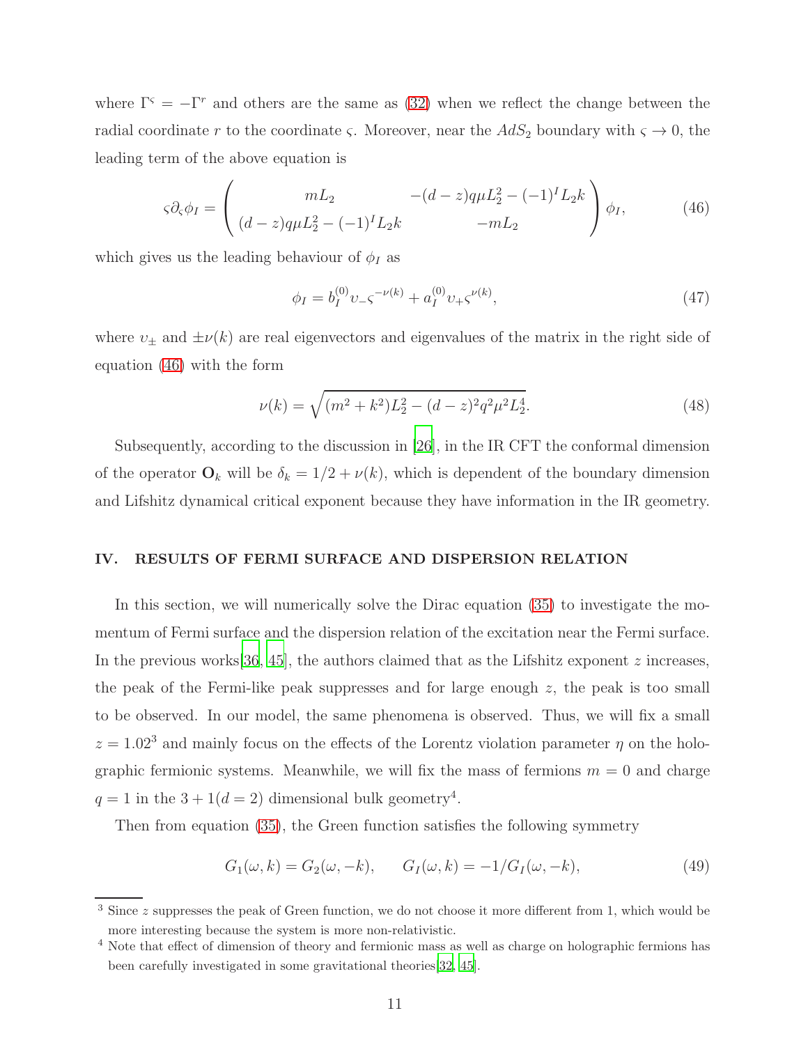where $\Gamma^{\varsigma} = -\Gamma^{r}$ and others are the same as (32) when we reflect the change between the radial coordinate $r$ to the coordinate $\varsigma$. Moreover, near the $AdS_2$ boundary with $\varsigma \to 0$, the leading term of the above equation is

$$
\varsigma \partial_{\varsigma} \phi_I = \begin{pmatrix} mL_2 & -(d-z)q\mu L_2^2 - (-1)^I L_2 k \\ (d-z)q\mu L_2^2 - (-1)^I L_2 k & -mL_2 \end{pmatrix} \phi_I, \tag{46}
$$

which gives us the leading behaviour of $\phi_I$ as

$$
\phi_I = b_I^{(0)} \upsilon_{-} \varsigma^{-\nu(k)} + a_I^{(0)} \upsilon_{+} \varsigma^{\nu(k)}, \tag{47}
$$

where $\upsilon_{\pm}$ and $\pm\nu(k)$ are real eigenvectors and eigenvalues of the matrix in the right side of equation (46) with the form

$$
\nu(k) = \sqrt{(m^2 + k^2)L_2^2 - (d-z)^2 q^2 \mu^2 L_2^4}. \tag{48}
$$

Subsequently, according to the discussion in [26], in the IR CFT the conformal dimension of the operator $\mathbf{O}_k$ will be $\delta_k = 1/2 + \nu(k)$, which is dependent of the boundary dimension and Lifshitz dynamical critical exponent because they have information in the IR geometry.

## IV. RESULTS OF FERMI SURFACE AND DISPERSION RELATION

In this section, we will numerically solve the Dirac equation (35) to investigate the momentum of Fermi surface and the dispersion relation of the excitation near the Fermi surface. In the previous works[36, 45], the authors claimed that as the Lifshitz exponent $z$ increases, the peak of the Fermi-like peak suppresses and for large enough $z$, the peak is too small to be observed. In our model, the same phenomena is observed. Thus, we will fix a small $z = 1.02$[3] and mainly focus on the effects of the Lorentz violation parameter $\eta$ on the holographic fermionic systems. Meanwhile, we will fix the mass of fermions $m = 0$ and charge $q = 1$ in the $3 + 1(d = 2)$ dimensional bulk geometry[4].

Then from equation (35), the Green function satisfies the following symmetry

$$
G_1(\omega, k) = G_2(\omega, -k), \qquad G_I(\omega, k) = -1/G_I(\omega, -k), \tag{49}
$$

[3] Since $z$ suppresses the peak of Green function, we do not choose it more different from 1, which would be more interesting because the system is more non-relativistic.

[4] Note that effect of dimension of theory and fermionic mass as well as charge on holographic fermions has been carefully investigated in some gravitational theories[32, 45].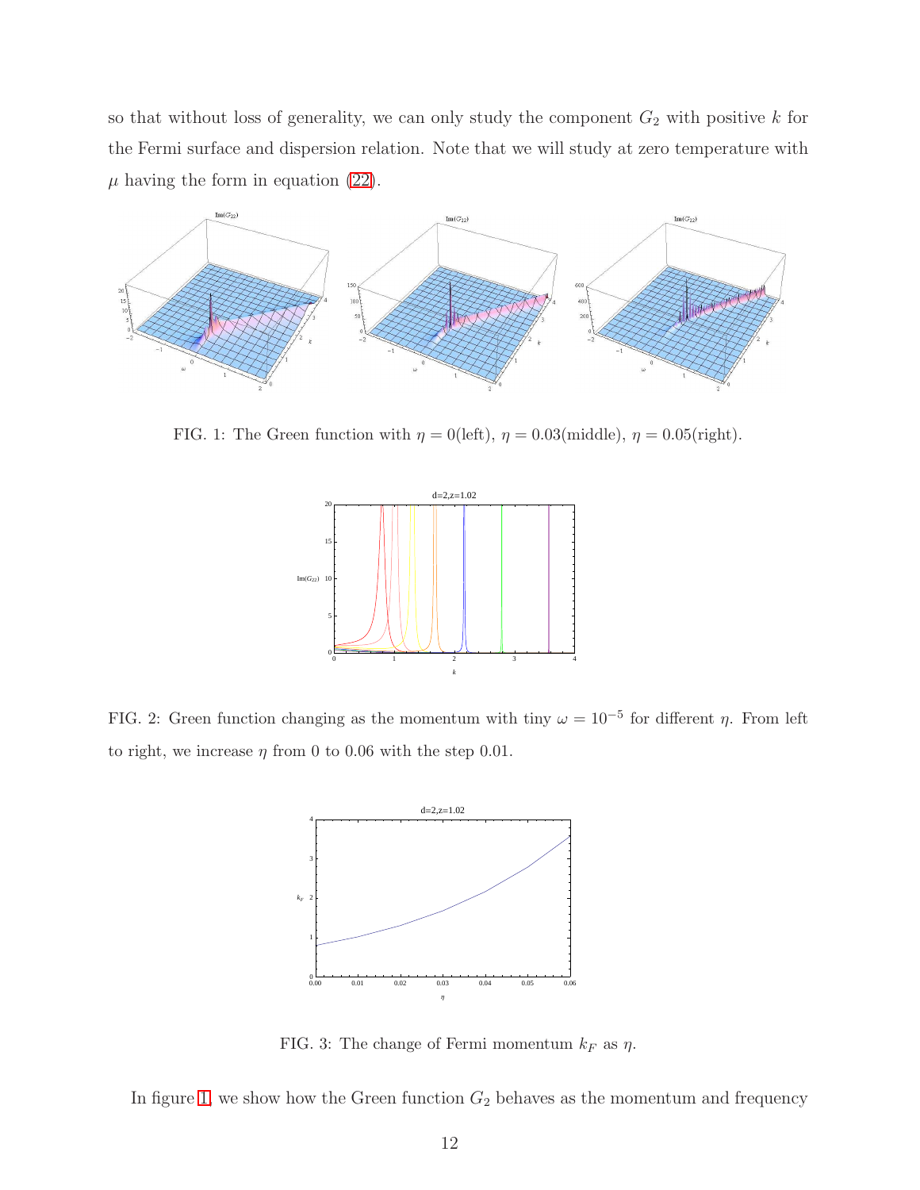so that without loss of generality, we can only study the component $G_2$ with positive $k$ for the Fermi surface and dispersion relation. Note that we will study at zero temperature with $\mu$ having the form in equation (22).

FIG. 1: The Green function with $\eta = 0$(left), $\eta = 0.03$(middle), $\eta = 0.05$(right).

FIG. 2: Green function changing as the momentum with tiny $\omega = 10^{-5}$ for different $\eta$. From left to right, we increase $\eta$ from 0 to 0.06 with the step 0.01.

FIG. 3: The change of Fermi momentum $k_F$ as $\eta$.

In figure 1, we show how the Green function $G_2$ behaves as the momentum and frequency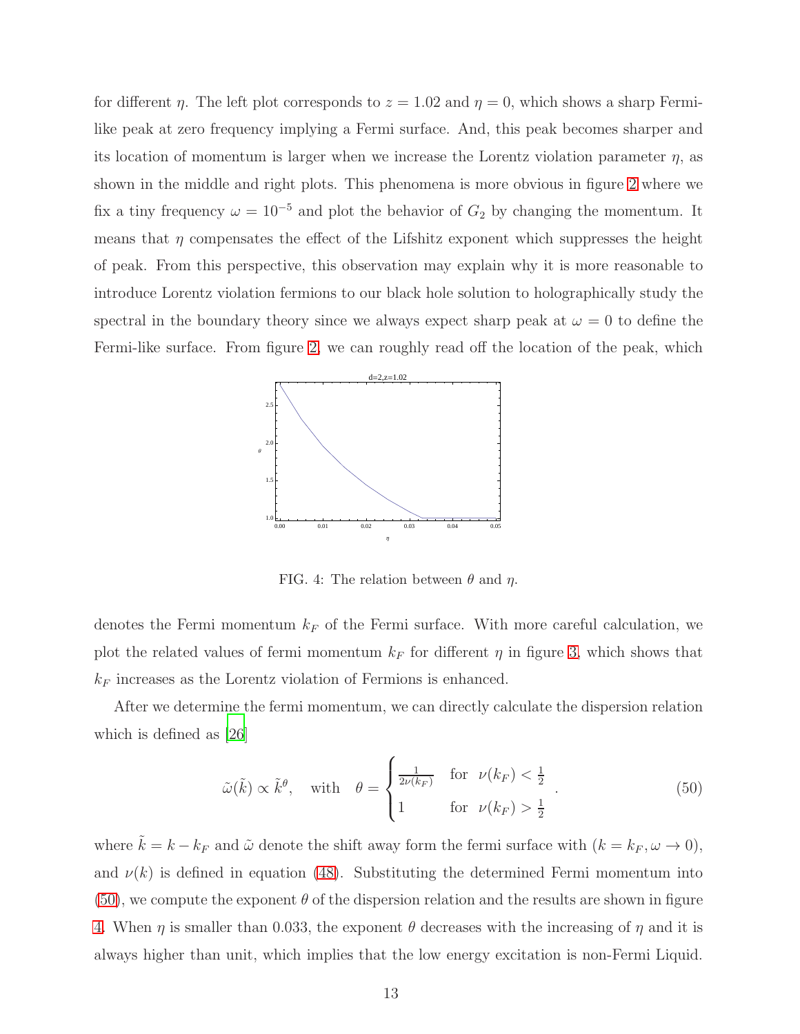for different $\eta$. The left plot corresponds to $z = 1.02$ and $\eta = 0$, which shows a sharp Fermi-like peak at zero frequency implying a Fermi surface. And, this peak becomes sharper and its location of momentum is larger when we increase the Lorentz violation parameter $\eta$, as shown in the middle and right plots. This phenomena is more obvious in figure 2 where we fix a tiny frequency $\omega = 10^{-5}$ and plot the behavior of $G_2$ by changing the momentum. It means that $\eta$ compensates the effect of the Lifshitz exponent which suppresses the height of peak. From this perspective, this observation may explain why it is more reasonable to introduce Lorentz violation fermions to our black hole solution to holographically study the spectral in the boundary theory since we always expect sharp peak at $\omega = 0$ to define the Fermi-like surface. From figure 2, we can roughly read off the location of the peak, which

FIG. 4: The relation between $\theta$ and $\eta$.

denotes the Fermi momentum $k_F$ of the Fermi surface. With more careful calculation, we plot the related values of fermi momentum $k_F$ for different $\eta$ in figure 3, which shows that $k_F$ increases as the Lorentz violation of Fermions is enhanced.

After we determine the fermi momentum, we can directly calculate the dispersion relation which is defined as [26]

$$\tilde{\omega}(\tilde{k}) \propto \tilde{k}^{\theta}, \quad \text{with} \quad \theta = \begin{cases} \frac{1}{2\nu(k_F)} & \text{for} \quad \nu(k_F) < \frac{1}{2} \\ 1 & \text{for} \quad \nu(k_F) > \frac{1}{2} \end{cases} . \tag{50}$$

where $\tilde{k} = k - k_F$ and $\tilde{\omega}$ denote the shift away form the fermi surface with $(k = k_F, \omega \to 0)$, and $\nu(k)$ is defined in equation (48). Substituting the determined Fermi momentum into (50), we compute the exponent $\theta$ of the dispersion relation and the results are shown in figure 4. When $\eta$ is smaller than 0.033, the exponent $\theta$ decreases with the increasing of $\eta$ and it is always higher than unit, which implies that the low energy excitation is non-Fermi Liquid.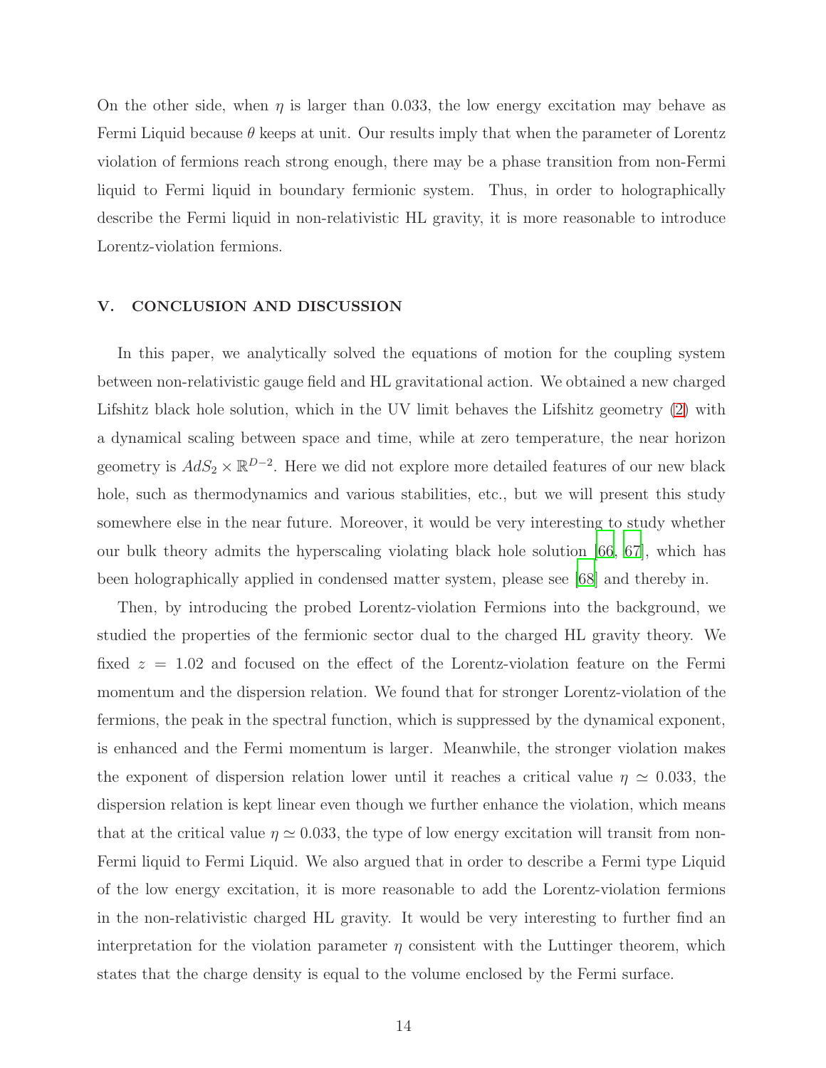On the other side, when $\eta$ is larger than 0.033, the low energy excitation may behave as Fermi Liquid because $\theta$ keeps at unit. Our results imply that when the parameter of Lorentz violation of fermions reach strong enough, there may be a phase transition from non-Fermi liquid to Fermi liquid in boundary fermionic system. Thus, in order to holographically describe the Fermi liquid in non-relativistic HL gravity, it is more reasonable to introduce Lorentz-violation fermions.

## V. CONCLUSION AND DISCUSSION

In this paper, we analytically solved the equations of motion for the coupling system between non-relativistic gauge field and HL gravitational action. We obtained a new charged Lifshitz black hole solution, which in the UV limit behaves the Lifshitz geometry (2) with a dynamical scaling between space and time, while at zero temperature, the near horizon geometry is $AdS_2 \times \mathbb{R}^{D-2}$. Here we did not explore more detailed features of our new black hole, such as thermodynamics and various stabilities, etc., but we will present this study somewhere else in the near future. Moreover, it would be very interesting to study whether our bulk theory admits the hyperscaling violating black hole solution [66, 67], which has been holographically applied in condensed matter system, please see [68] and thereby in.

Then, by introducing the probed Lorentz-violation Fermions into the background, we studied the properties of the fermionic sector dual to the charged HL gravity theory. We fixed $z = 1.02$ and focused on the effect of the Lorentz-violation feature on the Fermi momentum and the dispersion relation. We found that for stronger Lorentz-violation of the fermions, the peak in the spectral function, which is suppressed by the dynamical exponent, is enhanced and the Fermi momentum is larger. Meanwhile, the stronger violation makes the exponent of dispersion relation lower until it reaches a critical value $\eta \simeq 0.033$, the dispersion relation is kept linear even though we further enhance the violation, which means that at the critical value $\eta \simeq 0.033$, the type of low energy excitation will transit from non-Fermi liquid to Fermi Liquid. We also argued that in order to describe a Fermi type Liquid of the low energy excitation, it is more reasonable to add the Lorentz-violation fermions in the non-relativistic charged HL gravity. It would be very interesting to further find an interpretation for the violation parameter $\eta$ consistent with the Luttinger theorem, which states that the charge density is equal to the volume enclosed by the Fermi surface.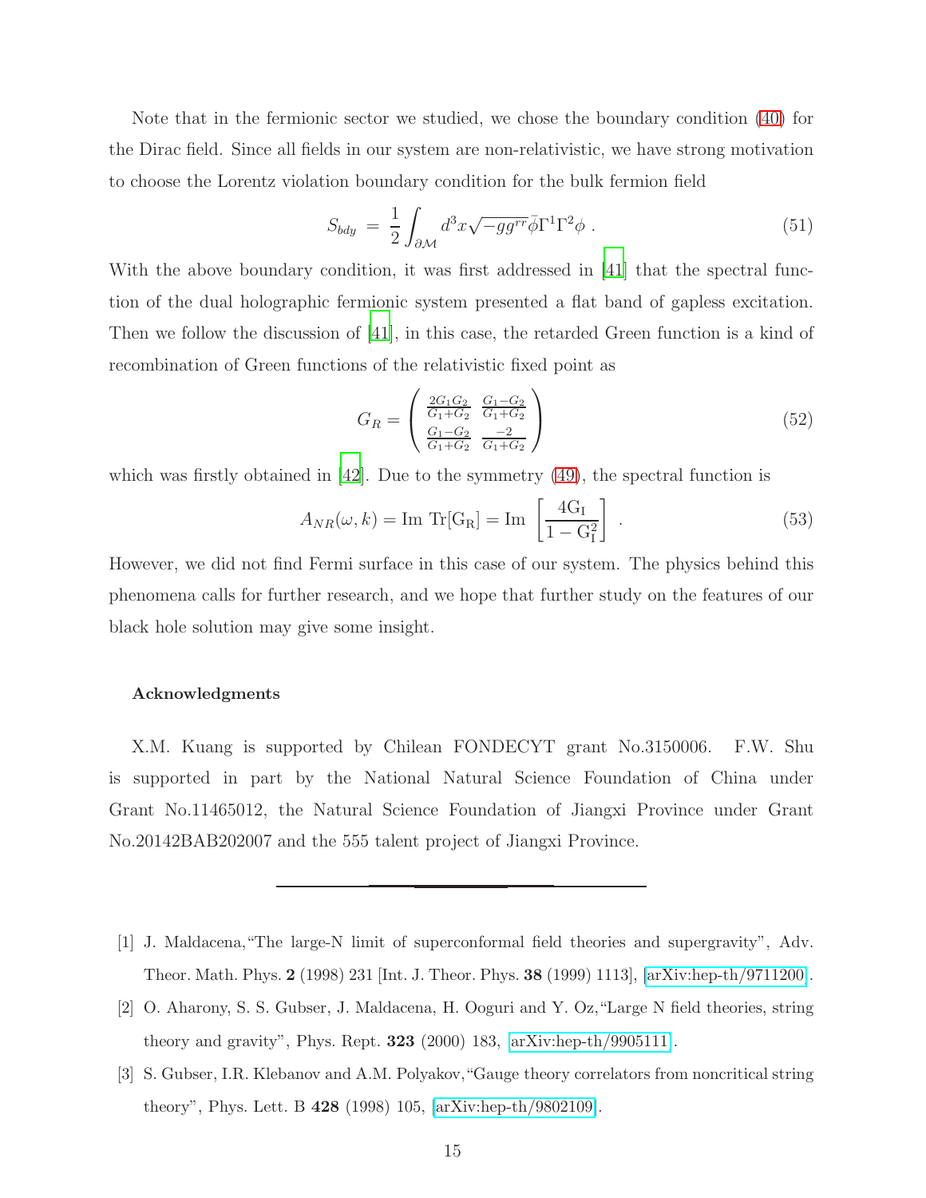Note that in the fermionic sector we studied, we chose the boundary condition (40) for the Dirac field. Since all fields in our system are non-relativistic, we have strong motivation to choose the Lorentz violation boundary condition for the bulk fermion field

$$S_{bdy} = \frac{1}{2}\int_{\partial\mathcal{M}} d^3x\sqrt{-gg^{rr}}\bar{\phi}\Gamma^1\Gamma^2\phi \ . \tag{51}$$

With the above boundary condition, it was first addressed in [41] that the spectral function of the dual holographic fermionic system presented a flat band of gapless excitation. Then we follow the discussion of [41], in this case, the retarded Green function is a kind of recombination of Green functions of the relativistic fixed point as

$$G_R = \begin{pmatrix} \frac{2G_1G_2}{G_1+G_2} & \frac{G_1-G_2}{G_1+G_2} \\ \frac{G_1-G_2}{G_1+G_2} & \frac{-2}{G_1+G_2} \end{pmatrix} \tag{52}$$

which was firstly obtained in [42]. Due to the symmetry (49), the spectral function is

$$A_{NR}(\omega, k) = \mathrm{Im}\ \mathrm{Tr}[\mathrm{G_R}] = \mathrm{Im}\ \left[\frac{4\mathrm{G_I}}{1-\mathrm{G_I^2}}\right] \ . \tag{53}$$

However, we did not find Fermi surface in this case of our system. The physics behind this phenomena calls for further research, and we hope that further study on the features of our black hole solution may give some insight.

**Acknowledgments**

X.M. Kuang is supported by Chilean FONDECYT grant No.3150006. F.W. Shu is supported in part by the National Natural Science Foundation of China under Grant No.11465012, the Natural Science Foundation of Jiangxi Province under Grant No.20142BAB202007 and the 555 talent project of Jiangxi Province.

---

[1] J. Maldacena,"The large-N limit of superconformal field theories and supergravity", Adv. Theor. Math. Phys. **2** (1998) 231 [Int. J. Theor. Phys. **38** (1999) 1113], [arXiv:hep-th/9711200].

[2] O. Aharony, S. S. Gubser, J. Maldacena, H. Ooguri and Y. Oz,"Large N field theories, string theory and gravity", Phys. Rept. **323** (2000) 183, [arXiv:hep-th/9905111].

[3] S. Gubser, I.R. Klebanov and A.M. Polyakov,"Gauge theory correlators from noncritical string theory", Phys. Lett. B **428** (1998) 105, [arXiv:hep-th/9802109].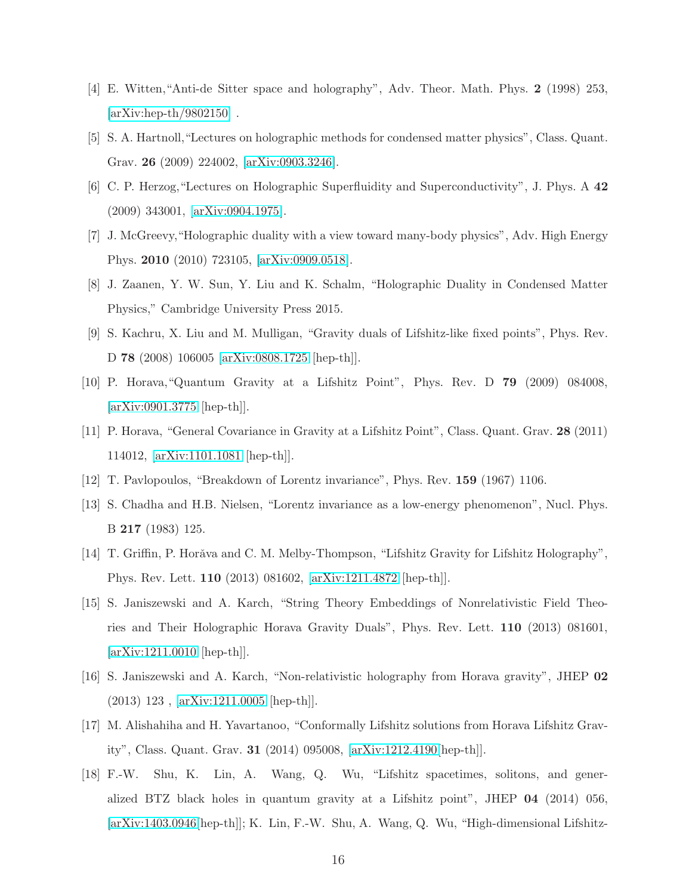[4] E. Witten,"Anti-de Sitter space and holography", Adv. Theor. Math. Phys. **2** (1998) 253, [arXiv:hep-th/9802150] .

[5] S. A. Hartnoll,"Lectures on holographic methods for condensed matter physics", Class. Quant. Grav. **26** (2009) 224002, [arXiv:0903.3246].

[6] C. P. Herzog,"Lectures on Holographic Superfluidity and Superconductivity", J. Phys. A **42** (2009) 343001, [arXiv:0904.1975].

[7] J. McGreevy,"Holographic duality with a view toward many-body physics", Adv. High Energy Phys. **2010** (2010) 723105, [arXiv:0909.0518].

[8] J. Zaanen, Y. W. Sun, Y. Liu and K. Schalm, "Holographic Duality in Condensed Matter Physics," Cambridge University Press 2015.

[9] S. Kachru, X. Liu and M. Mulligan, "Gravity duals of Lifshitz-like fixed points", Phys. Rev. D **78** (2008) 106005 [arXiv:0808.1725 [hep-th]].

[10] P. Horava,"Quantum Gravity at a Lifshitz Point", Phys. Rev. D **79** (2009) 084008, [arXiv:0901.3775 [hep-th]].

[11] P. Horava, "General Covariance in Gravity at a Lifshitz Point", Class. Quant. Grav. **28** (2011) 114012, [arXiv:1101.1081 [hep-th]].

[12] T. Pavlopoulos, "Breakdown of Lorentz invariance", Phys. Rev. **159** (1967) 1106.

[13] S. Chadha and H.B. Nielsen, "Lorentz invariance as a low-energy phenomenon", Nucl. Phys. B **217** (1983) 125.

[14] T. Griffin, P. Horăva and C. M. Melby-Thompson, "Lifshitz Gravity for Lifshitz Holography", Phys. Rev. Lett. **110** (2013) 081602, [arXiv:1211.4872 [hep-th]].

[15] S. Janiszewski and A. Karch, "String Theory Embeddings of Nonrelativistic Field Theories and Their Holographic Horava Gravity Duals", Phys. Rev. Lett. **110** (2013) 081601, [arXiv:1211.0010 [hep-th]].

[16] S. Janiszewski and A. Karch, "Non-relativistic holography from Horava gravity", JHEP **02** (2013) 123 , [arXiv:1211.0005 [hep-th]].

[17] M. Alishahiha and H. Yavartanoo, "Conformally Lifshitz solutions from Horava Lifshitz Gravity", Class. Quant. Grav. **31** (2014) 095008, [arXiv:1212.4190[hep-th]].

[18] F.-W. Shu, K. Lin, A. Wang, Q. Wu, "Lifshitz spacetimes, solitons, and generalized BTZ black holes in quantum gravity at a Lifshitz point", JHEP **04** (2014) 056, [arXiv:1403.0946[hep-th]]; K. Lin, F.-W. Shu, A. Wang, Q. Wu, "High-dimensional Lifshitz-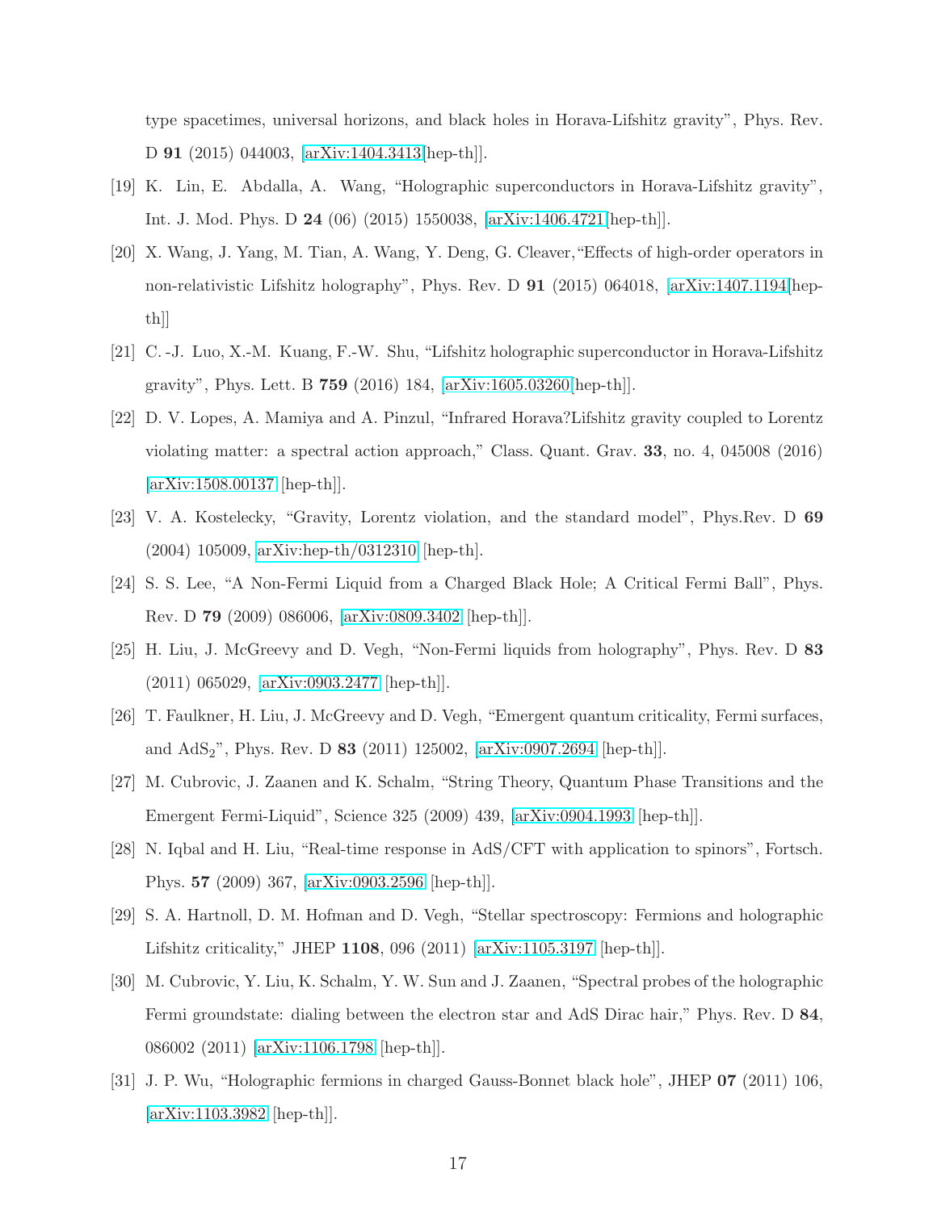type spacetimes, universal horizons, and black holes in Horava-Lifshitz gravity", Phys. Rev. D **91** (2015) 044003, [arXiv:1404.3413[hep-th]].

[19] K. Lin, E. Abdalla, A. Wang, "Holographic superconductors in Horava-Lifshitz gravity", Int. J. Mod. Phys. D **24** (06) (2015) 1550038, [arXiv:1406.4721[hep-th]].

[20] X. Wang, J. Yang, M. Tian, A. Wang, Y. Deng, G. Cleaver,"Effects of high-order operators in non-relativistic Lifshitz holography", Phys. Rev. D **91** (2015) 064018, [arXiv:1407.1194[hep-th]]

[21] C. -J. Luo, X.-M. Kuang, F.-W. Shu, "Lifshitz holographic superconductor in Horava-Lifshitz gravity", Phys. Lett. B **759** (2016) 184, [arXiv:1605.03260[hep-th]].

[22] D. V. Lopes, A. Mamiya and A. Pinzul, "Infrared Horava?Lifshitz gravity coupled to Lorentz violating matter: a spectral action approach," Class. Quant. Grav. **33**, no. 4, 045008 (2016) [arXiv:1508.00137 [hep-th]].

[23] V. A. Kostelecky, "Gravity, Lorentz violation, and the standard model", Phys.Rev. D **69** (2004) 105009, arXiv:hep-th/0312310 [hep-th].

[24] S. S. Lee, "A Non-Fermi Liquid from a Charged Black Hole; A Critical Fermi Ball", Phys. Rev. D **79** (2009) 086006, [arXiv:0809.3402 [hep-th]].

[25] H. Liu, J. McGreevy and D. Vegh, "Non-Fermi liquids from holography", Phys. Rev. D **83** (2011) 065029, [arXiv:0903.2477 [hep-th]].

[26] T. Faulkner, H. Liu, J. McGreevy and D. Vegh, "Emergent quantum criticality, Fermi surfaces, and AdS$_2$", Phys. Rev. D **83** (2011) 125002, [arXiv:0907.2694 [hep-th]].

[27] M. Cubrovic, J. Zaanen and K. Schalm, "String Theory, Quantum Phase Transitions and the Emergent Fermi-Liquid", Science 325 (2009) 439, [arXiv:0904.1993 [hep-th]].

[28] N. Iqbal and H. Liu, "Real-time response in AdS/CFT with application to spinors", Fortsch. Phys. **57** (2009) 367, [arXiv:0903.2596 [hep-th]].

[29] S. A. Hartnoll, D. M. Hofman and D. Vegh, "Stellar spectroscopy: Fermions and holographic Lifshitz criticality," JHEP **1108**, 096 (2011) [arXiv:1105.3197 [hep-th]].

[30] M. Cubrovic, Y. Liu, K. Schalm, Y. W. Sun and J. Zaanen, "Spectral probes of the holographic Fermi groundstate: dialing between the electron star and AdS Dirac hair," Phys. Rev. D **84**, 086002 (2011) [arXiv:1106.1798 [hep-th]].

[31] J. P. Wu, "Holographic fermions in charged Gauss-Bonnet black hole", JHEP **07** (2011) 106, [arXiv:1103.3982 [hep-th]].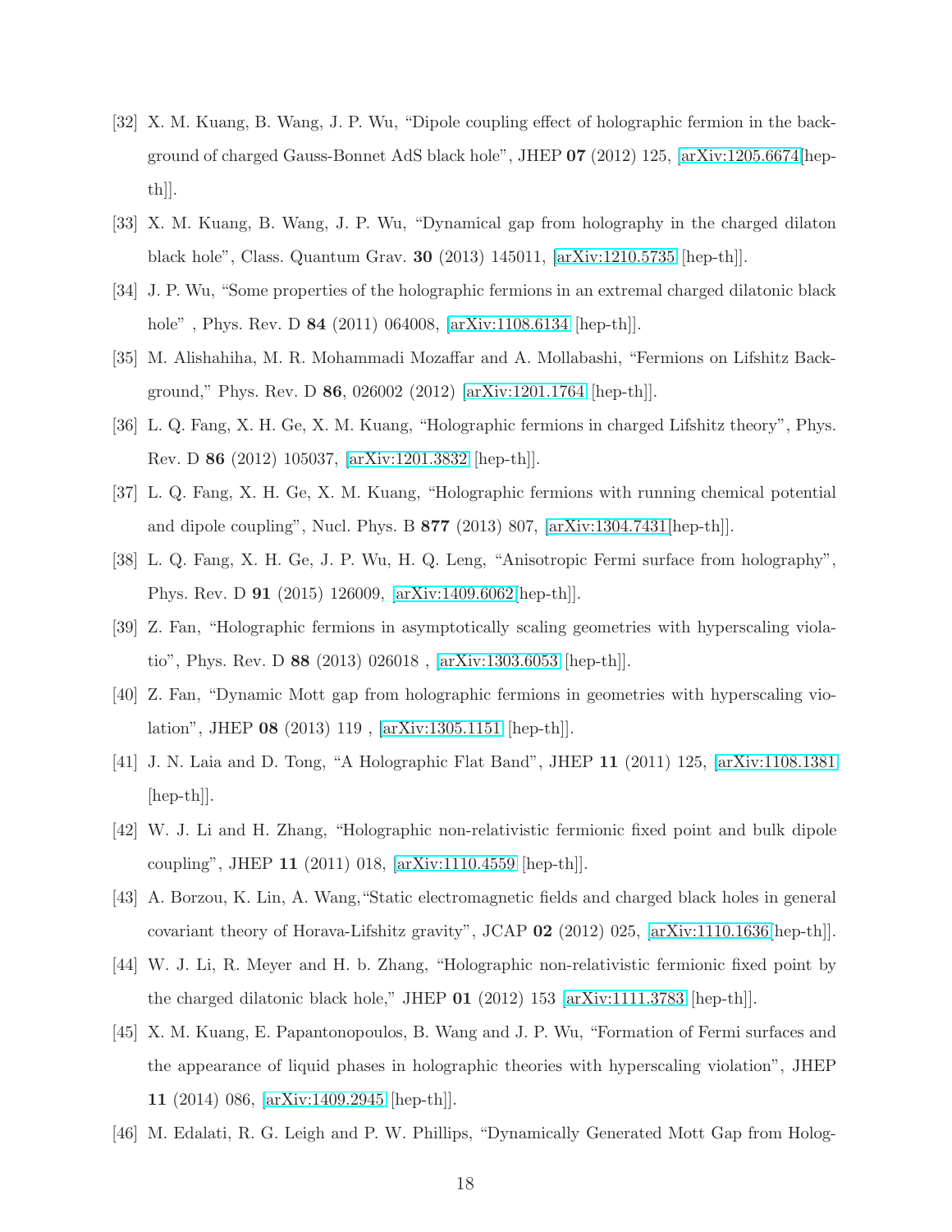[32] X. M. Kuang, B. Wang, J. P. Wu, "Dipole coupling effect of holographic fermion in the background of charged Gauss-Bonnet AdS black hole", JHEP **07** (2012) 125, [arXiv:1205.6674[hep-th]].

[33] X. M. Kuang, B. Wang, J. P. Wu, "Dynamical gap from holography in the charged dilaton black hole", Class. Quantum Grav. **30** (2013) 145011, [arXiv:1210.5735 [hep-th]].

[34] J. P. Wu, "Some properties of the holographic fermions in an extremal charged dilatonic black hole" , Phys. Rev. D **84** (2011) 064008, [arXiv:1108.6134 [hep-th]].

[35] M. Alishahiha, M. R. Mohammadi Mozaffar and A. Mollabashi, "Fermions on Lifshitz Background," Phys. Rev. D **86**, 026002 (2012) [arXiv:1201.1764 [hep-th]].

[36] L. Q. Fang, X. H. Ge, X. M. Kuang, "Holographic fermions in charged Lifshitz theory", Phys. Rev. D **86** (2012) 105037, [arXiv:1201.3832 [hep-th]].

[37] L. Q. Fang, X. H. Ge, X. M. Kuang, "Holographic fermions with running chemical potential and dipole coupling", Nucl. Phys. B **877** (2013) 807, [arXiv:1304.7431[hep-th]].

[38] L. Q. Fang, X. H. Ge, J. P. Wu, H. Q. Leng, "Anisotropic Fermi surface from holography", Phys. Rev. D **91** (2015) 126009, [arXiv:1409.6062[hep-th]].

[39] Z. Fan, "Holographic fermions in asymptotically scaling geometries with hyperscaling violatio", Phys. Rev. D **88** (2013) 026018 , [arXiv:1303.6053 [hep-th]].

[40] Z. Fan, "Dynamic Mott gap from holographic fermions in geometries with hyperscaling violation", JHEP **08** (2013) 119 , [arXiv:1305.1151 [hep-th]].

[41] J. N. Laia and D. Tong, "A Holographic Flat Band", JHEP **11** (2011) 125, [arXiv:1108.1381 [hep-th]].

[42] W. J. Li and H. Zhang, "Holographic non-relativistic fermionic fixed point and bulk dipole coupling", JHEP **11** (2011) 018, [arXiv:1110.4559 [hep-th]].

[43] A. Borzou, K. Lin, A. Wang,"Static electromagnetic fields and charged black holes in general covariant theory of Horava-Lifshitz gravity", JCAP **02** (2012) 025, [arXiv:1110.1636[hep-th]].

[44] W. J. Li, R. Meyer and H. b. Zhang, "Holographic non-relativistic fermionic fixed point by the charged dilatonic black hole," JHEP **01** (2012) 153 [arXiv:1111.3783 [hep-th]].

[45] X. M. Kuang, E. Papantonopoulos, B. Wang and J. P. Wu, "Formation of Fermi surfaces and the appearance of liquid phases in holographic theories with hyperscaling violation", JHEP **11** (2014) 086, [arXiv:1409.2945 [hep-th]].

[46] M. Edalati, R. G. Leigh and P. W. Phillips, "Dynamically Generated Mott Gap from Holog-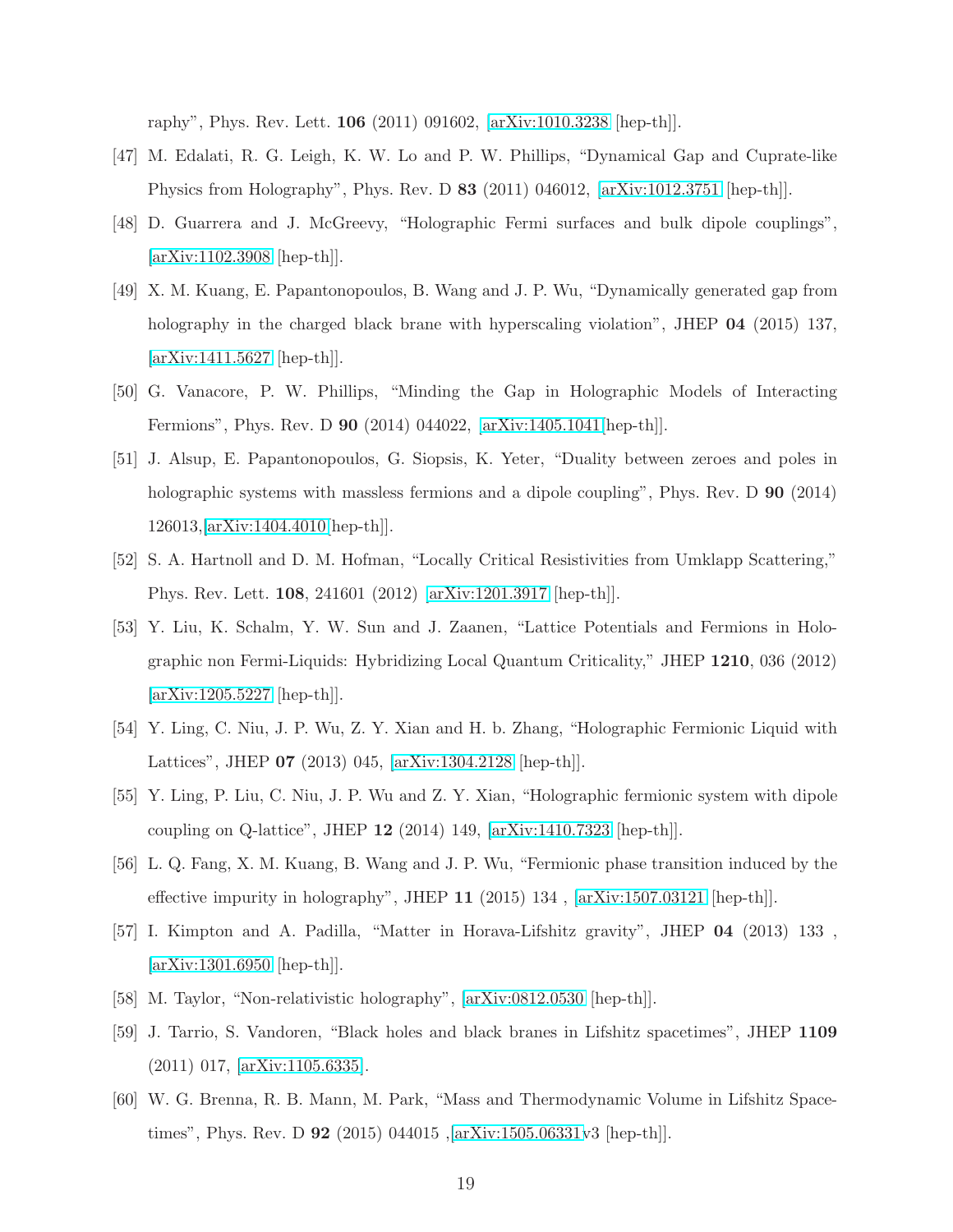raphy", Phys. Rev. Lett. **106** (2011) 091602, [arXiv:1010.3238 [hep-th]].

[47] M. Edalati, R. G. Leigh, K. W. Lo and P. W. Phillips, "Dynamical Gap and Cuprate-like Physics from Holography", Phys. Rev. D **83** (2011) 046012, [arXiv:1012.3751 [hep-th]].

[48] D. Guarrera and J. McGreevy, "Holographic Fermi surfaces and bulk dipole couplings", [arXiv:1102.3908 [hep-th]].

[49] X. M. Kuang, E. Papantonopoulos, B. Wang and J. P. Wu, "Dynamically generated gap from holography in the charged black brane with hyperscaling violation", JHEP **04** (2015) 137, [arXiv:1411.5627 [hep-th]].

[50] G. Vanacore, P. W. Phillips, "Minding the Gap in Holographic Models of Interacting Fermions", Phys. Rev. D **90** (2014) 044022, [arXiv:1405.1041[hep-th]].

[51] J. Alsup, E. Papantonopoulos, G. Siopsis, K. Yeter, "Duality between zeroes and poles in holographic systems with massless fermions and a dipole coupling", Phys. Rev. D **90** (2014) 126013,[arXiv:1404.4010[hep-th]].

[52] S. A. Hartnoll and D. M. Hofman, "Locally Critical Resistivities from Umklapp Scattering," Phys. Rev. Lett. **108**, 241601 (2012) [arXiv:1201.3917 [hep-th]].

[53] Y. Liu, K. Schalm, Y. W. Sun and J. Zaanen, "Lattice Potentials and Fermions in Holographic non Fermi-Liquids: Hybridizing Local Quantum Criticality," JHEP **1210**, 036 (2012) [arXiv:1205.5227 [hep-th]].

[54] Y. Ling, C. Niu, J. P. Wu, Z. Y. Xian and H. b. Zhang, "Holographic Fermionic Liquid with Lattices", JHEP **07** (2013) 045, [arXiv:1304.2128 [hep-th]].

[55] Y. Ling, P. Liu, C. Niu, J. P. Wu and Z. Y. Xian, "Holographic fermionic system with dipole coupling on Q-lattice", JHEP **12** (2014) 149, [arXiv:1410.7323 [hep-th]].

[56] L. Q. Fang, X. M. Kuang, B. Wang and J. P. Wu, "Fermionic phase transition induced by the effective impurity in holography", JHEP **11** (2015) 134 , [arXiv:1507.03121 [hep-th]].

[57] I. Kimpton and A. Padilla, "Matter in Horava-Lifshitz gravity", JHEP **04** (2013) 133 , [arXiv:1301.6950 [hep-th]].

[58] M. Taylor, "Non-relativistic holography", [arXiv:0812.0530 [hep-th]].

[59] J. Tarrio, S. Vandoren, "Black holes and black branes in Lifshitz spacetimes", JHEP **1109** (2011) 017, [arXiv:1105.6335].

[60] W. G. Brenna, R. B. Mann, M. Park, "Mass and Thermodynamic Volume in Lifshitz Spacetimes", Phys. Rev. D **92** (2015) 044015 ,[arXiv:1505.06331v3 [hep-th]].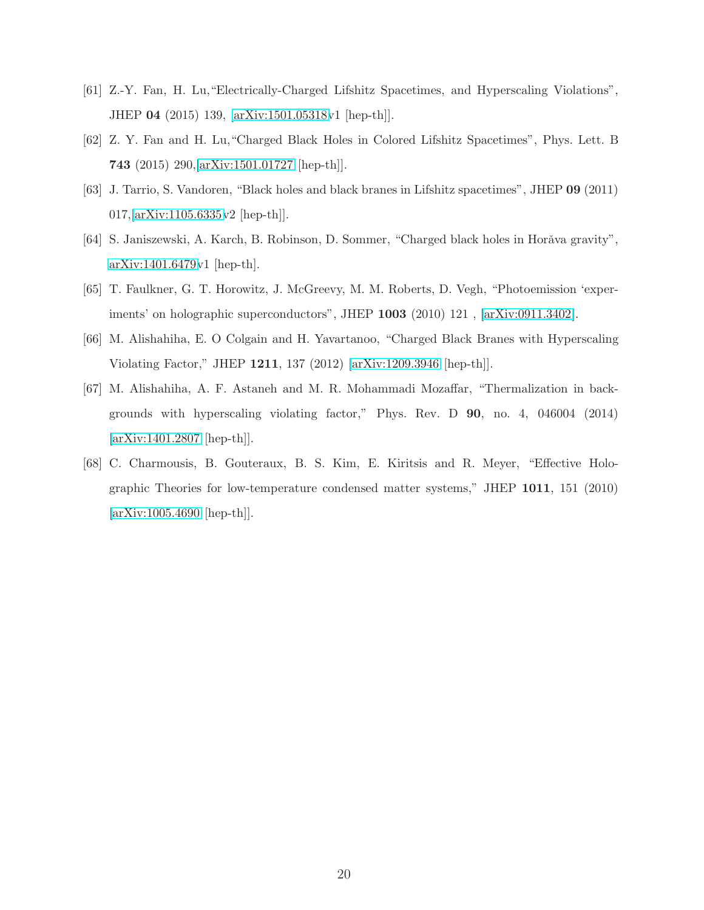[61] Z.-Y. Fan, H. Lu,"Electrically-Charged Lifshitz Spacetimes, and Hyperscaling Violations", JHEP **04** (2015) 139, [arXiv:1501.05318v1 [hep-th]].

[62] Z. Y. Fan and H. Lu,"Charged Black Holes in Colored Lifshitz Spacetimes", Phys. Lett. B **743** (2015) 290,[arXiv:1501.01727 [hep-th]].

[63] J. Tarrio, S. Vandoren, "Black holes and black branes in Lifshitz spacetimes", JHEP **09** (2011) 017,[arXiv:1105.6335v2 [hep-th]].

[64] S. Janiszewski, A. Karch, B. Robinson, D. Sommer, "Charged black holes in Hořava gravity", arXiv:1401.6479v1 [hep-th].

[65] T. Faulkner, G. T. Horowitz, J. McGreevy, M. M. Roberts, D. Vegh, "Photoemission 'experiments' on holographic superconductors", JHEP **1003** (2010) 121 , [arXiv:0911.3402].

[66] M. Alishahiha, E. O Colgain and H. Yavartanoo, "Charged Black Branes with Hyperscaling Violating Factor," JHEP **1211**, 137 (2012) [arXiv:1209.3946 [hep-th]].

[67] M. Alishahiha, A. F. Astaneh and M. R. Mohammadi Mozaffar, "Thermalization in backgrounds with hyperscaling violating factor," Phys. Rev. D **90**, no. 4, 046004 (2014) [arXiv:1401.2807 [hep-th]].

[68] C. Charmousis, B. Gouteraux, B. S. Kim, E. Kiritsis and R. Meyer, "Effective Holographic Theories for low-temperature condensed matter systems," JHEP **1011**, 151 (2010) [arXiv:1005.4690 [hep-th]].